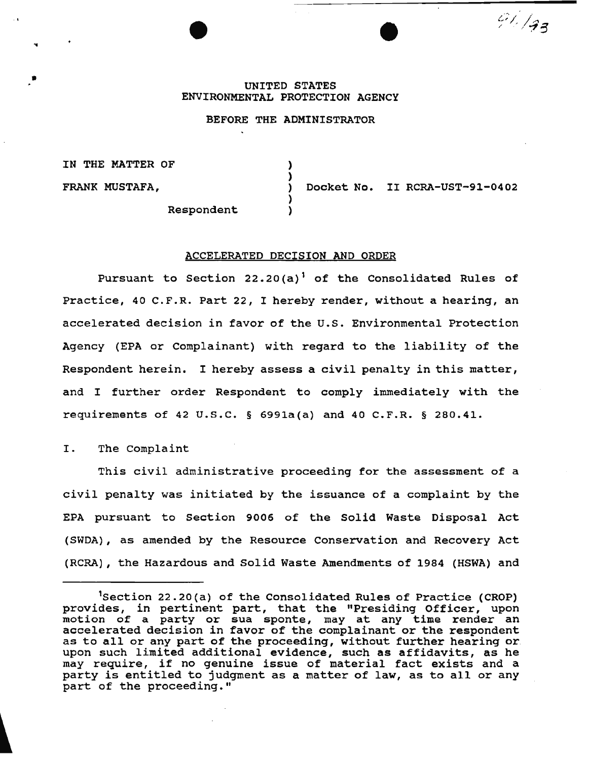UNITED STATES
ENVIRONMENTAL PROTECTION AGENCY

BEFORE THE ADMINISTRATOR

IN THE MATTER OF

FRANK MUSTAFA,

Respondent

Docket No. II RCRA-UST-91-0402

## ACCELERATED DECISION AND ORDER

Pursuant to Section 22.20(a)[1] of the Consolidated Rules of Practice, 40 C.F.R. Part 22, I hereby render, without a hearing, an accelerated decision in favor of the U.S. Environmental Protection Agency (EPA or Complainant) with regard to the liability of the Respondent herein. I hereby assess a civil penalty in this matter, and I further order Respondent to comply immediately with the requirements of 42 U.S.C. § 6991a(a) and 40 C.F.R. § 280.41.

I. The Complaint

This civil administrative proceeding for the assessment of a civil penalty was initiated by the issuance of a complaint by the EPA pursuant to Section 9006 of the Solid Waste Disposal Act (SWDA), as amended by the Resource Conservation and Recovery Act (RCRA), the Hazardous and Solid Waste Amendments of 1984 (HSWA) and

[1]Section 22.20(a) of the Consolidated Rules of Practice (CROP) provides, in pertinent part, that the "Presiding Officer, upon motion of a party or sua sponte, may at any time render an accelerated decision in favor of the complainant or the respondent as to all or any part of the proceeding, without further hearing or upon such limited additional evidence, such as affidavits, as he may require, if no genuine issue of material fact exists and a party is entitled to judgment as a matter of law, as to all or any part of the proceeding."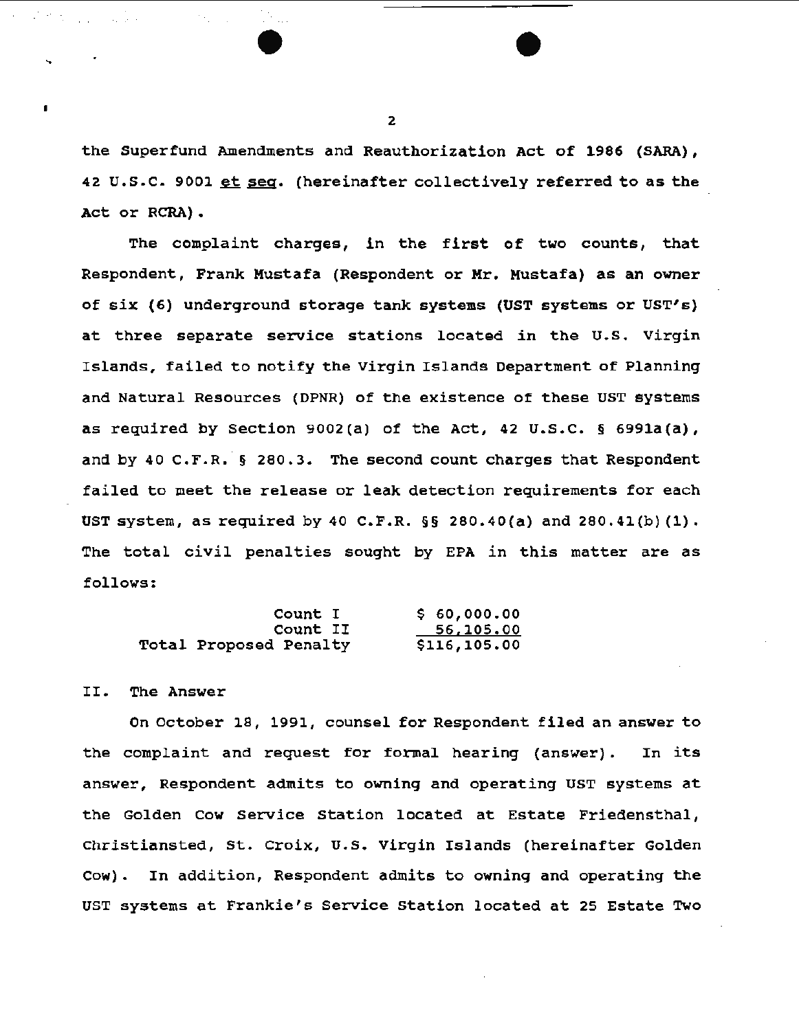the Superfund Amendments and Reauthorization Act of 1986 (SARA), 42 U.S.C. 9001 *et seq*. (hereinafter collectively referred to as the Act or RCRA).

The complaint charges, in the first of two counts, that Respondent, Frank Mustafa (Respondent or Mr. Mustafa) as an owner of six (6) underground storage tank systems (UST systems or UST's) at three separate service stations located in the U.S. Virgin Islands, failed to notify the Virgin Islands Department of Planning and Natural Resources (DPNR) of the existence of these UST systems as required by Section 9002(a) of the Act, 42 U.S.C. § 6991a(a), and by 40 C.F.R. § 280.3. The second count charges that Respondent failed to meet the release or leak detection requirements for each UST system, as required by 40 C.F.R. §§ 280.40(a) and 280.41(b)(1). The total civil penalties sought by EPA in this matter are as follows:

| | |
|---|---|
| Count I | $ 60,000.00 |
| Count II | 56,105.00 |
| Total Proposed Penalty | $116,105.00 |

II. The Answer

On October 18, 1991, counsel for Respondent filed an answer to the complaint and request for formal hearing (answer). In its answer, Respondent admits to owning and operating UST systems at the Golden Cow Service Station located at Estate Friedensthal, Christiansted, St. Croix, U.S. Virgin Islands (hereinafter Golden Cow). In addition, Respondent admits to owning and operating the UST systems at Frankie's Service Station located at 25 Estate Two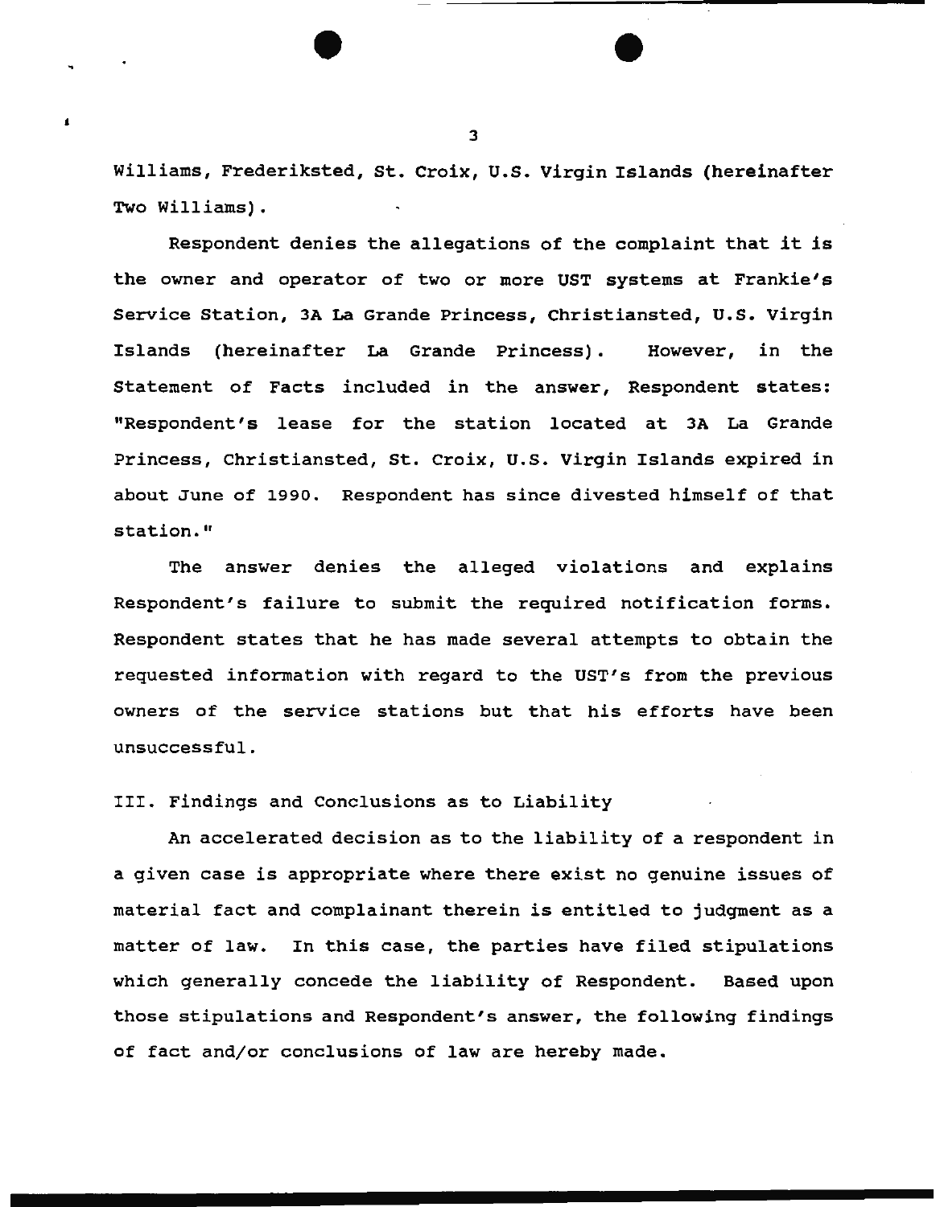Williams, Frederiksted, St. Croix, U.S. Virgin Islands (hereinafter Two Williams).

Respondent denies the allegations of the complaint that it is the owner and operator of two or more UST systems at Frankie's Service Station, 3A La Grande Princess, Christiansted, U.S. Virgin Islands (hereinafter La Grande Princess). However, in the Statement of Facts included in the answer, Respondent states: "Respondent's lease for the station located at 3A La Grande Princess, Christiansted, St. Croix, U.S. Virgin Islands expired in about June of 1990. Respondent has since divested himself of that station."

The answer denies the alleged violations and explains Respondent's failure to submit the required notification forms. Respondent states that he has made several attempts to obtain the requested information with regard to the UST's from the previous owners of the service stations but that his efforts have been unsuccessful.

## III. Findings and Conclusions as to Liability

An accelerated decision as to the liability of a respondent in a given case is appropriate where there exist no genuine issues of material fact and complainant therein is entitled to judgment as a matter of law. In this case, the parties have filed stipulations which generally concede the liability of Respondent. Based upon those stipulations and Respondent's answer, the following findings of fact and/or conclusions of law are hereby made.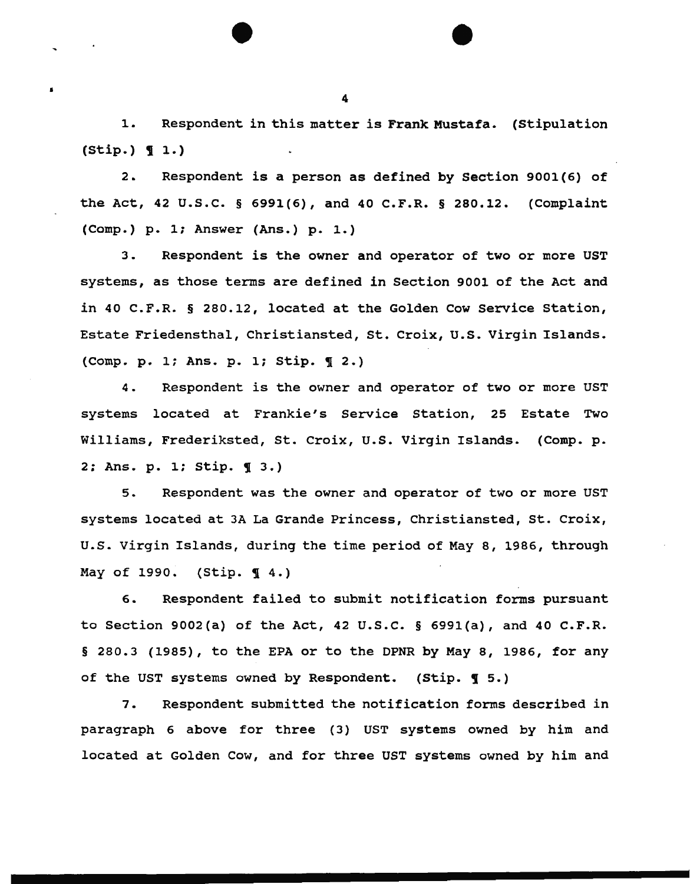1. Respondent in this matter is Frank Mustafa. (Stipulation (Stip.) ¶ 1.)

2. Respondent is a person as defined by Section 9001(6) of the Act, 42 U.S.C. § 6991(6), and 40 C.F.R. § 280.12. (Complaint (Comp.) p. 1; Answer (Ans.) p. 1.)

3. Respondent is the owner and operator of two or more UST systems, as those terms are defined in Section 9001 of the Act and in 40 C.F.R. § 280.12, located at the Golden Cow Service Station, Estate Friedensthal, Christiansted, St. Croix, U.S. Virgin Islands. (Comp. p. 1; Ans. p. 1; Stip. ¶ 2.)

4. Respondent is the owner and operator of two or more UST systems located at Frankie's Service Station, 25 Estate Two Williams, Frederiksted, St. Croix, U.S. Virgin Islands. (Comp. p. 2; Ans. p. 1; Stip. ¶ 3.)

5. Respondent was the owner and operator of two or more UST systems located at 3A La Grande Princess, Christiansted, St. Croix, U.S. Virgin Islands, during the time period of May 8, 1986, through May of 1990. (Stip. ¶ 4.)

6. Respondent failed to submit notification forms pursuant to Section 9002(a) of the Act, 42 U.S.C. § 6991(a), and 40 C.F.R. § 280.3 (1985), to the EPA or to the DPNR by May 8, 1986, for any of the UST systems owned by Respondent. (Stip. ¶ 5.)

7. Respondent submitted the notification forms described in paragraph 6 above for three (3) UST systems owned by him and located at Golden Cow, and for three UST systems owned by him and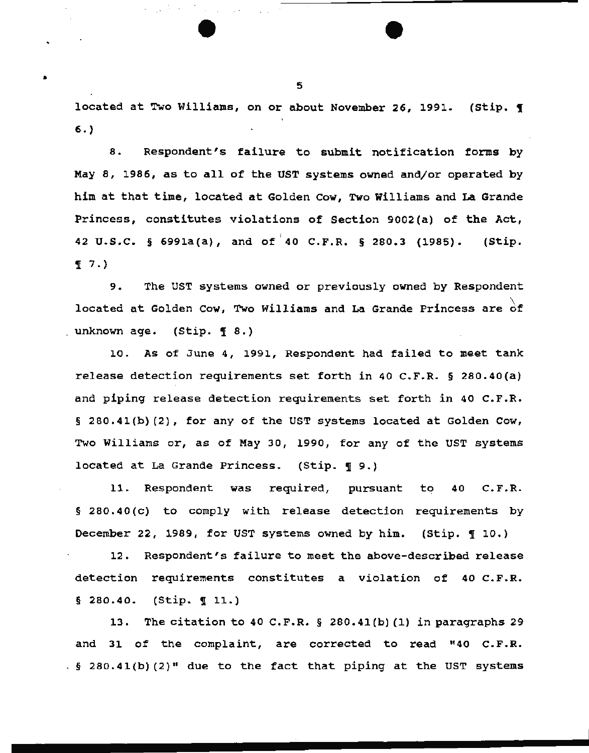located at Two Williams, on or about November 26, 1991. (Stip. ¶ 6.)

8. Respondent's failure to submit notification forms by May 8, 1986, as to all of the UST systems owned and/or operated by him at that time, located at Golden Cow, Two Williams and La Grande Princess, constitutes violations of Section 9002(a) of the Act, 42 U.S.C. § 6991a(a), and of 40 C.F.R. § 280.3 (1985). (Stip. ¶ 7.)

9. The UST systems owned or previously owned by Respondent located at Golden Cow, Two Williams and La Grande Princess are of unknown age. (Stip. ¶ 8.)

10. As of June 4, 1991, Respondent had failed to meet tank release detection requirements set forth in 40 C.F.R. § 280.40(a) and piping release detection requirements set forth in 40 C.F.R. § 280.41(b)(2), for any of the UST systems located at Golden Cow, Two Williams or, as of May 30, 1990, for any of the UST systems located at La Grande Princess. (Stip. ¶ 9.)

11. Respondent was required, pursuant to 40 C.F.R. § 280.40(c) to comply with release detection requirements by December 22, 1989, for UST systems owned by him. (Stip. ¶ 10.)

12. Respondent's failure to meet the above-described release detection requirements constitutes a violation of 40 C.F.R. § 280.40. (Stip. ¶ 11.)

13. The citation to 40 C.F.R. § 280.41(b)(1) in paragraphs 29 and 31 of the complaint, are corrected to read "40 C.F.R. § 280.41(b)(2)" due to the fact that piping at the UST systems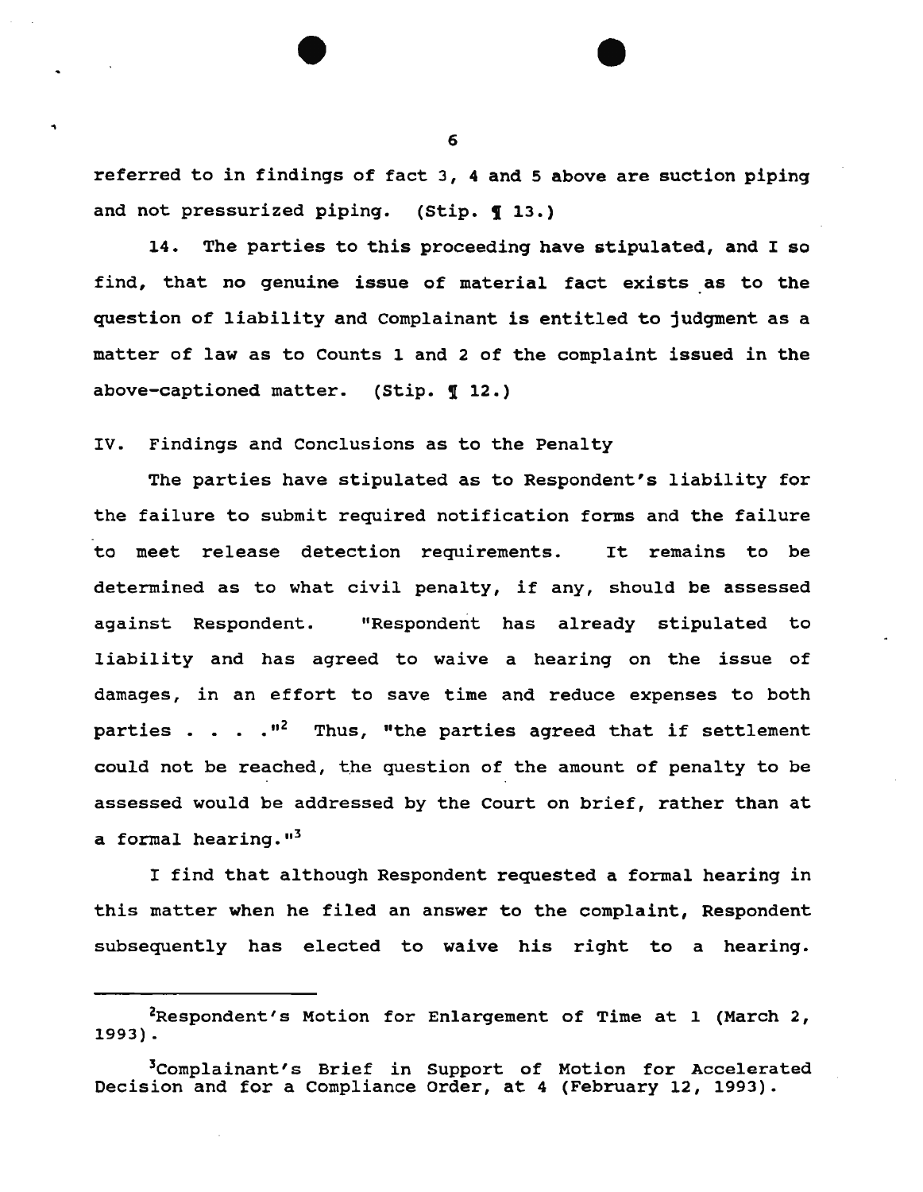referred to in findings of fact 3, 4 and 5 above are suction piping and not pressurized piping. (Stip. ¶ 13.)

14. The parties to this proceeding have stipulated, and I so find, that no genuine issue of material fact exists as to the question of liability and Complainant is entitled to judgment as a matter of law as to Counts 1 and 2 of the complaint issued in the above-captioned matter. (Stip. ¶ 12.)

## IV. Findings and Conclusions as to the Penalty

The parties have stipulated as to Respondent's liability for the failure to submit required notification forms and the failure to meet release detection requirements. It remains to be determined as to what civil penalty, if any, should be assessed against Respondent. "Respondent has already stipulated to liability and has agreed to waive a hearing on the issue of damages, in an effort to save time and reduce expenses to both parties . . . ."[2] Thus, "the parties agreed that if settlement could not be reached, the question of the amount of penalty to be assessed would be addressed by the Court on brief, rather than at a formal hearing."[3]

I find that although Respondent requested a formal hearing in this matter when he filed an answer to the complaint, Respondent subsequently has elected to waive his right to a hearing.

---

[2] Respondent's Motion for Enlargement of Time at 1 (March 2, 1993).

[3] Complainant's Brief in Support of Motion for Accelerated Decision and for a Compliance Order, at 4 (February 12, 1993).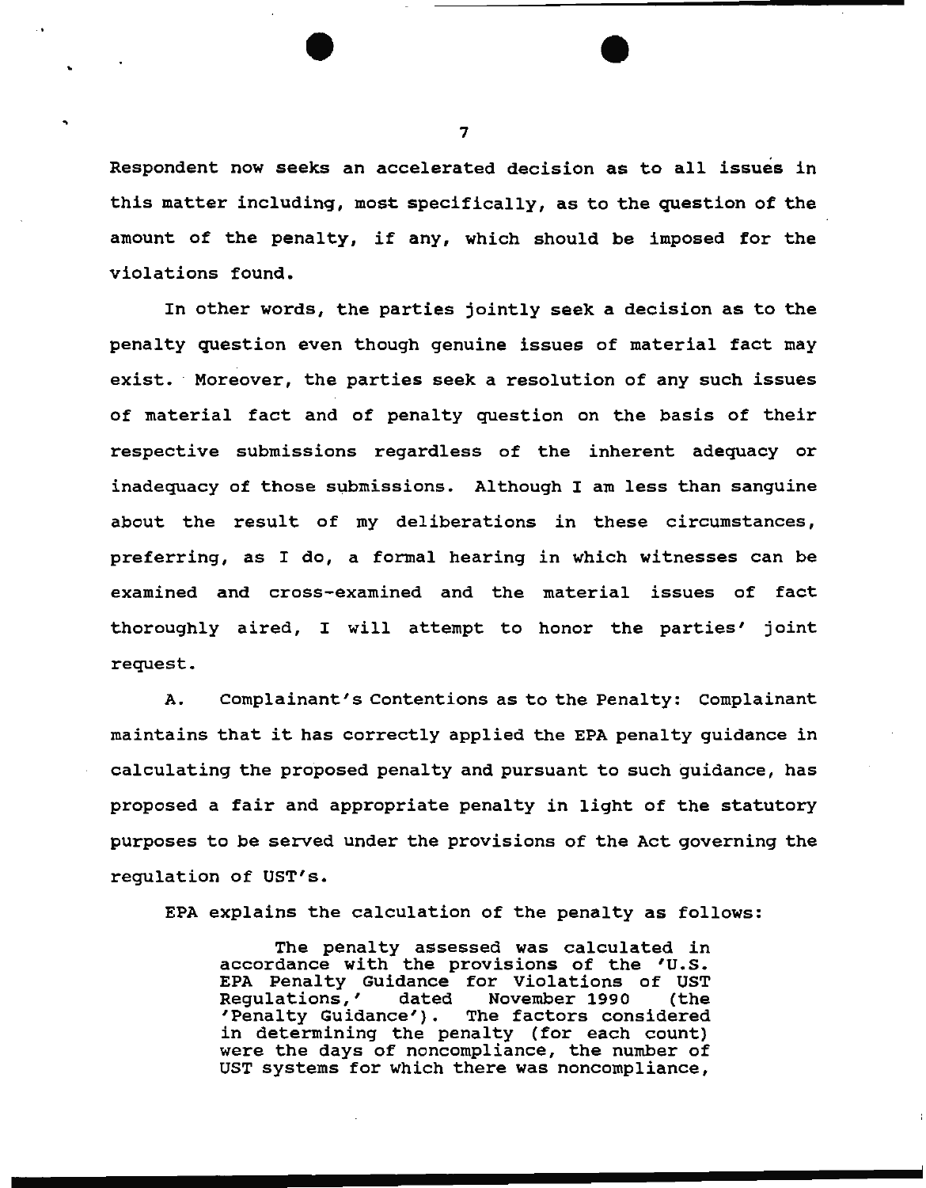Respondent now seeks an accelerated decision as to all issues in this matter including, most specifically, as to the question of the amount of the penalty, if any, which should be imposed for the violations found.

In other words, the parties jointly seek a decision as to the penalty question even though genuine issues of material fact may exist. Moreover, the parties seek a resolution of any such issues of material fact and of penalty question on the basis of their respective submissions regardless of the inherent adequacy or inadequacy of those submissions. Although I am less than sanguine about the result of my deliberations in these circumstances, preferring, as I do, a formal hearing in which witnesses can be examined and cross-examined and the material issues of fact thoroughly aired, I will attempt to honor the parties' joint request.

A. Complainant's Contentions as to the Penalty: Complainant maintains that it has correctly applied the EPA penalty guidance in calculating the proposed penalty and pursuant to such guidance, has proposed a fair and appropriate penalty in light of the statutory purposes to be served under the provisions of the Act governing the regulation of UST's.

EPA explains the calculation of the penalty as follows:

> The penalty assessed was calculated in accordance with the provisions of the 'U.S. EPA Penalty Guidance for Violations of UST Regulations,' dated November 1990 (the 'Penalty Guidance'). The factors considered in determining the penalty (for each count) were the days of noncompliance, the number of UST systems for which there was noncompliance,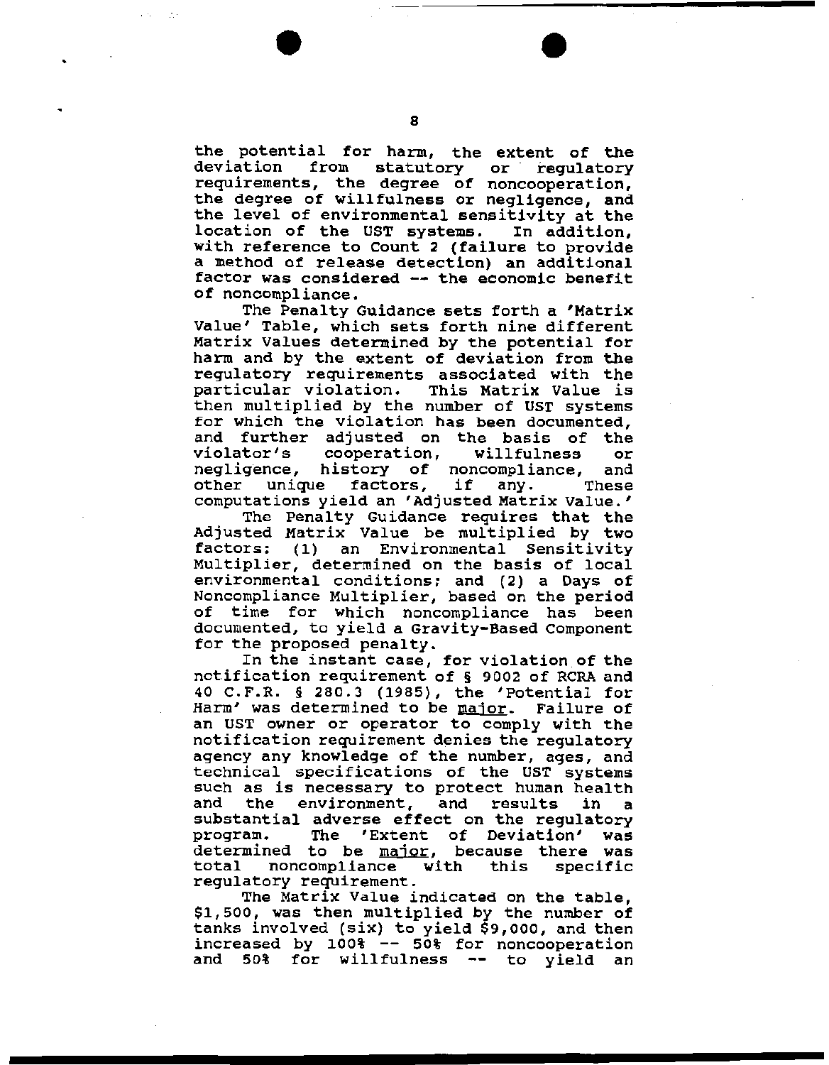the potential for harm, the extent of the deviation from statutory or regulatory requirements, the degree of noncooperation, the degree of willfulness or negligence, and the level of environmental sensitivity at the location of the UST systems. In addition, with reference to Count 2 (failure to provide a method of release detection) an additional factor was considered -- the economic benefit of noncompliance.

The Penalty Guidance sets forth a 'Matrix Value' Table, which sets forth nine different Matrix Values determined by the potential for harm and by the extent of deviation from the regulatory requirements associated with the particular violation. This Matrix Value is then multiplied by the number of UST systems for which the violation has been documented, and further adjusted on the basis of the violator's cooperation, willfulness or negligence, history of noncompliance, and other unique factors, if any. These computations yield an 'Adjusted Matrix Value.'

The Penalty Guidance requires that the Adjusted Matrix Value be multiplied by two factors: (1) an Environmental Sensitivity Multiplier, determined on the basis of local environmental conditions; and (2) a Days of Noncompliance Multiplier, based on the period of time for which noncompliance has been documented, to yield a Gravity-Based Component for the proposed penalty.

In the instant case, for violation of the notification requirement of § 9002 of RCRA and 40 C.F.R. § 280.3 (1985), the 'Potential for Harm' was determined to be major. Failure of an UST owner or operator to comply with the notification requirement denies the regulatory agency any knowledge of the number, ages, and technical specifications of the UST systems such as is necessary to protect human health and the environment, and results in a substantial adverse effect on the regulatory program. The 'Extent of Deviation' was determined to be major, because there was total noncompliance with this specific regulatory requirement.

The Matrix Value indicated on the table, \$1,500, was then multiplied by the number of tanks involved (six) to yield \$9,000, and then increased by 100% -- 50% for noncooperation and 50% for willfulness -- to yield an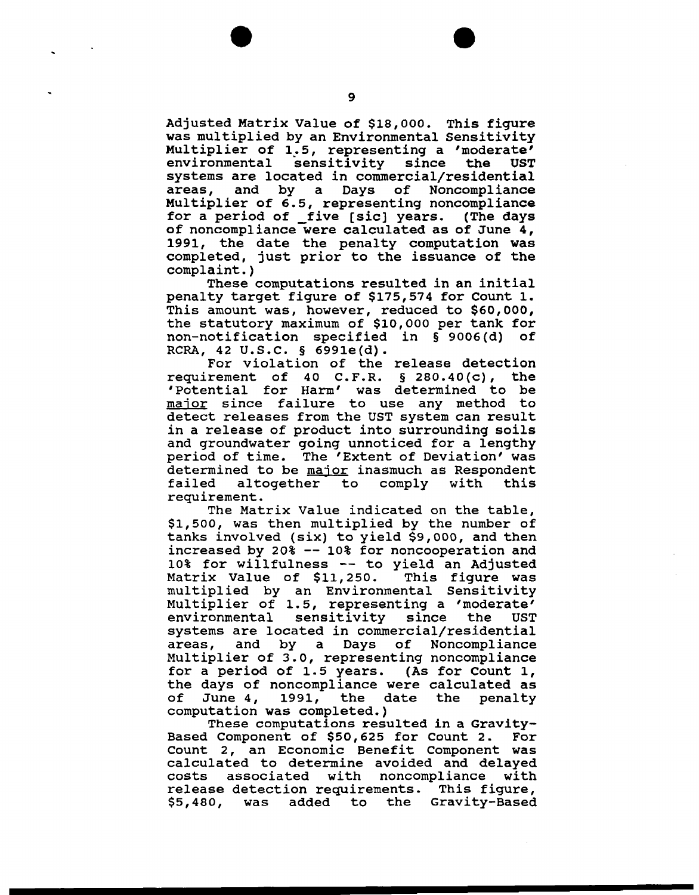Adjusted Matrix Value of $18,000. This figure was multiplied by an Environmental Sensitivity Multiplier of 1.5, representing a 'moderate' environmental sensitivity since the UST systems are located in commercial/residential areas, and by a Days of Noncompliance Multiplier of 6.5, representing noncompliance for a period of _five [sic] years. (The days of noncompliance were calculated as of June 4, 1991, the date the penalty computation was completed, just prior to the issuance of the complaint.)

These computations resulted in an initial penalty target figure of $175,574 for Count 1. This amount was, however, reduced to $60,000, the statutory maximum of $10,000 per tank for non-notification specified in § 9006(d) of RCRA, 42 U.S.C. § 6991e(d).

For violation of the release detection requirement of 40 C.F.R. § 280.40(c), the 'Potential for Harm' was determined to be major since failure to use any method to detect releases from the UST system can result in a release of product into surrounding soils and groundwater going unnoticed for a lengthy period of time. The 'Extent of Deviation' was determined to be major inasmuch as Respondent failed altogether to comply with this requirement.

The Matrix Value indicated on the table, $1,500, was then multiplied by the number of tanks involved (six) to yield $9,000, and then increased by 20% -- 10% for noncooperation and 10% for willfulness -- to yield an Adjusted Matrix Value of $11,250. This figure was multiplied by an Environmental Sensitivity Multiplier of 1.5, representing a 'moderate' environmental sensitivity since the UST systems are located in commercial/residential areas, and by a Days of Noncompliance Multiplier of 3.0, representing noncompliance for a period of 1.5 years. (As for Count 1, the days of noncompliance were calculated as of June 4, 1991, the date the penalty computation was completed.)

These computations resulted in a Gravity-Based Component of $50,625 for Count 2. For Count 2, an Economic Benefit Component was calculated to determine avoided and delayed costs associated with noncompliance with release detection requirements. This figure, $5,480, was added to the Gravity-Based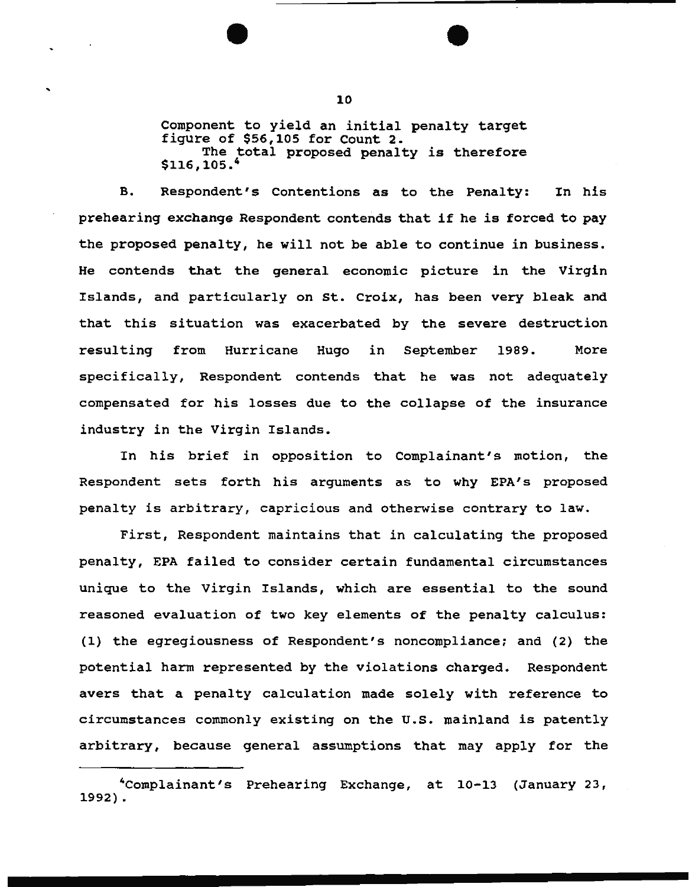Component to yield an initial penalty target figure of $56,105 for Count 2.

The total proposed penalty is therefore $116,105.[4]

B. Respondent's Contentions as to the Penalty: In his prehearing exchange Respondent contends that if he is forced to pay the proposed penalty, he will not be able to continue in business. He contends that the general economic picture in the Virgin Islands, and particularly on St. Croix, has been very bleak and that this situation was exacerbated by the severe destruction resulting from Hurricane Hugo in September 1989. More specifically, Respondent contends that he was not adequately compensated for his losses due to the collapse of the insurance industry in the Virgin Islands.

In his brief in opposition to Complainant's motion, the Respondent sets forth his arguments as to why EPA's proposed penalty is arbitrary, capricious and otherwise contrary to law.

First, Respondent maintains that in calculating the proposed penalty, EPA failed to consider certain fundamental circumstances unique to the Virgin Islands, which are essential to the sound reasoned evaluation of two key elements of the penalty calculus: (1) the egregiousness of Respondent's noncompliance; and (2) the potential harm represented by the violations charged. Respondent avers that a penalty calculation made solely with reference to circumstances commonly existing on the U.S. mainland is patently arbitrary, because general assumptions that may apply for the

---

[4]Complainant's Prehearing Exchange, at 10-13 (January 23, 1992).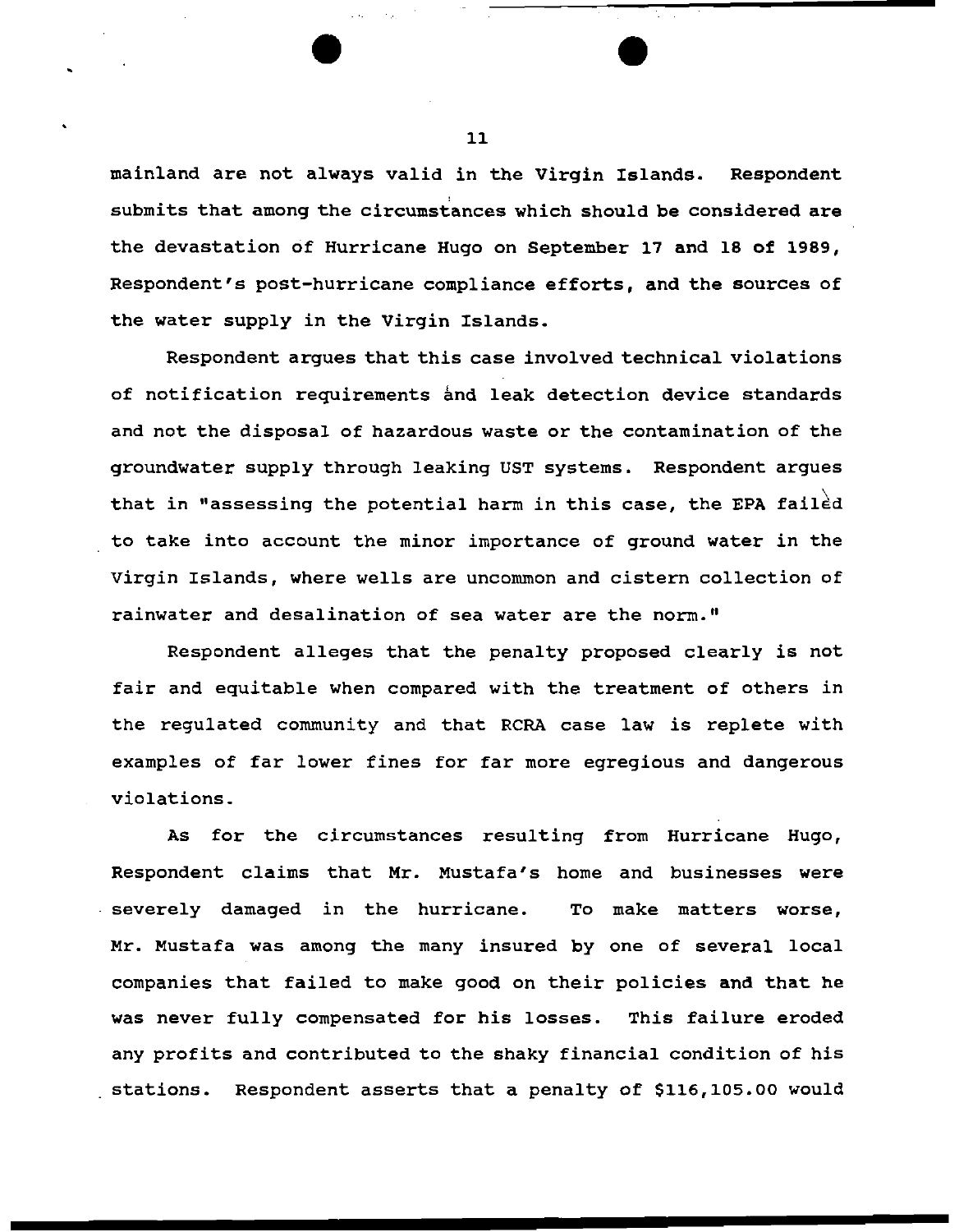mainland are not always valid in the Virgin Islands. Respondent submits that among the circumstances which should be considered are the devastation of Hurricane Hugo on September 17 and 18 of 1989, Respondent's post-hurricane compliance efforts, and the sources of the water supply in the Virgin Islands.

Respondent argues that this case involved technical violations of notification requirements and leak detection device standards and not the disposal of hazardous waste or the contamination of the groundwater supply through leaking UST systems. Respondent argues that in "assessing the potential harm in this case, the EPA failed to take into account the minor importance of ground water in the Virgin Islands, where wells are uncommon and cistern collection of rainwater and desalination of sea water are the norm."

Respondent alleges that the penalty proposed clearly is not fair and equitable when compared with the treatment of others in the regulated community and that RCRA case law is replete with examples of far lower fines for far more egregious and dangerous violations.

As for the circumstances resulting from Hurricane Hugo, Respondent claims that Mr. Mustafa's home and businesses were severely damaged in the hurricane. To make matters worse, Mr. Mustafa was among the many insured by one of several local companies that failed to make good on their policies and that he was never fully compensated for his losses. This failure eroded any profits and contributed to the shaky financial condition of his stations. Respondent asserts that a penalty of $116,105.00 would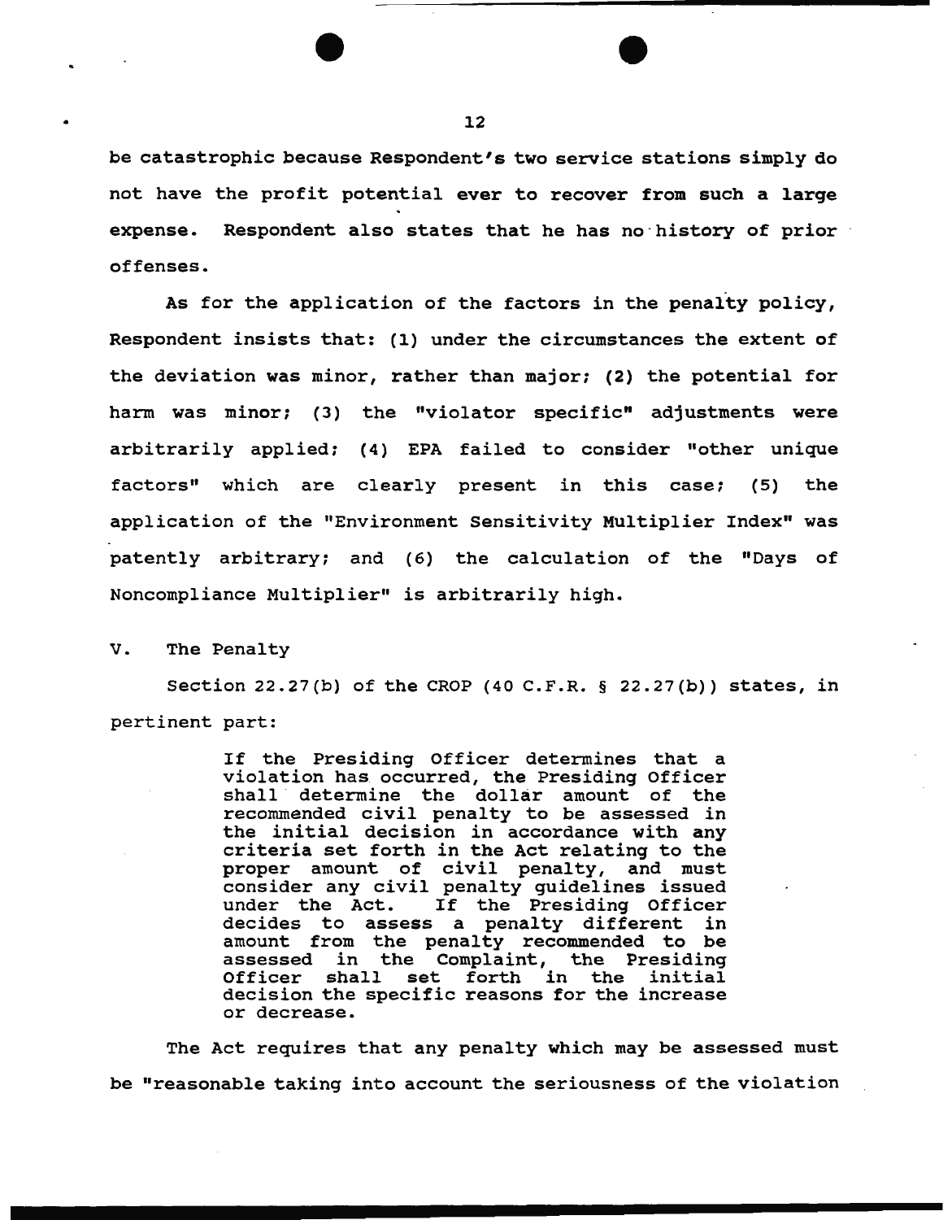be catastrophic because Respondent's two service stations simply do not have the profit potential ever to recover from such a large expense. Respondent also states that he has no history of prior offenses.

As for the application of the factors in the penalty policy, Respondent insists that: (1) under the circumstances the extent of the deviation was minor, rather than major; (2) the potential for harm was minor; (3) the "violator specific" adjustments were arbitrarily applied; (4) EPA failed to consider "other unique factors" which are clearly present in this case; (5) the application of the "Environment Sensitivity Multiplier Index" was patently arbitrary; and (6) the calculation of the "Days of Noncompliance Multiplier" is arbitrarily high.

## V. The Penalty

Section 22.27(b) of the CROP (40 C.F.R. § 22.27(b)) states, in pertinent part:

> If the Presiding Officer determines that a violation has occurred, the Presiding Officer shall determine the dollar amount of the recommended civil penalty to be assessed in the initial decision in accordance with any criteria set forth in the Act relating to the proper amount of civil penalty, and must consider any civil penalty guidelines issued under the Act. If the Presiding Officer decides to assess a penalty different in amount from the penalty recommended to be assessed in the Complaint, the Presiding Officer shall set forth in the initial decision the specific reasons for the increase or decrease.

The Act requires that any penalty which may be assessed must be "reasonable taking into account the seriousness of the violation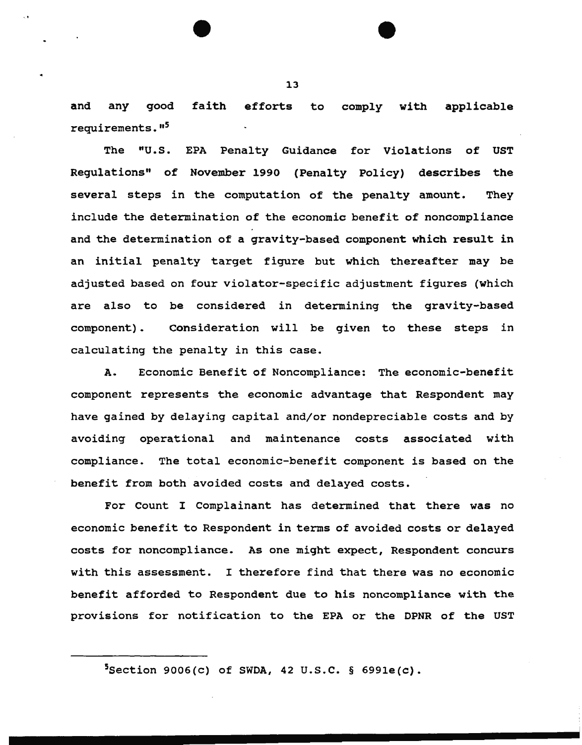and any good faith efforts to comply with applicable requirements."[5]

The "U.S. EPA Penalty Guidance for Violations of UST Regulations" of November 1990 (Penalty Policy) describes the several steps in the computation of the penalty amount. They include the determination of the economic benefit of noncompliance and the determination of a gravity-based component which result in an initial penalty target figure but which thereafter may be adjusted based on four violator-specific adjustment figures (which are also to be considered in determining the gravity-based component). Consideration will be given to these steps in calculating the penalty in this case.

A. Economic Benefit of Noncompliance: The economic-benefit component represents the economic advantage that Respondent may have gained by delaying capital and/or nondepreciable costs and by avoiding operational and maintenance costs associated with compliance. The total economic-benefit component is based on the benefit from both avoided costs and delayed costs.

For Count I Complainant has determined that there was no economic benefit to Respondent in terms of avoided costs or delayed costs for noncompliance. As one might expect, Respondent concurs with this assessment. I therefore find that there was no economic benefit afforded to Respondent due to his noncompliance with the provisions for notification to the EPA or the DPNR of the UST

---

[5] Section 9006(c) of SWDA, 42 U.S.C. § 6991e(c).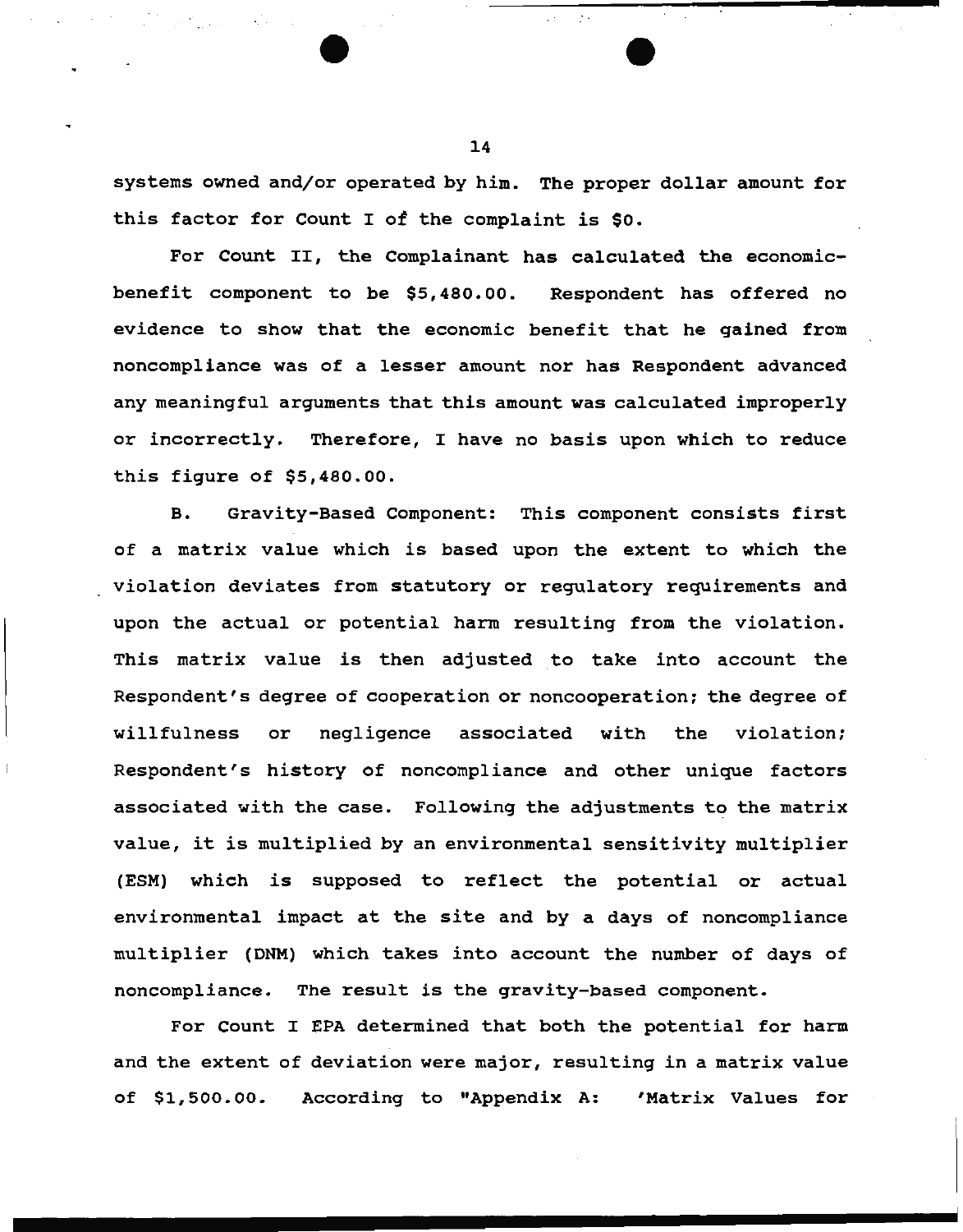systems owned and/or operated by him. The proper dollar amount for this factor for Count I of the complaint is $0.

For Count II, the Complainant has calculated the economic-benefit component to be $5,480.00. Respondent has offered no evidence to show that the economic benefit that he gained from noncompliance was of a lesser amount nor has Respondent advanced any meaningful arguments that this amount was calculated improperly or incorrectly. Therefore, I have no basis upon which to reduce this figure of $5,480.00.

B. Gravity-Based Component: This component consists first of a matrix value which is based upon the extent to which the violation deviates from statutory or regulatory requirements and upon the actual or potential harm resulting from the violation. This matrix value is then adjusted to take into account the Respondent's degree of cooperation or noncooperation; the degree of willfulness or negligence associated with the violation; Respondent's history of noncompliance and other unique factors associated with the case. Following the adjustments to the matrix value, it is multiplied by an environmental sensitivity multiplier (ESM) which is supposed to reflect the potential or actual environmental impact at the site and by a days of noncompliance multiplier (DNM) which takes into account the number of days of noncompliance. The result is the gravity-based component.

For Count I EPA determined that both the potential for harm and the extent of deviation were major, resulting in a matrix value of $1,500.00. According to "Appendix A: 'Matrix Values for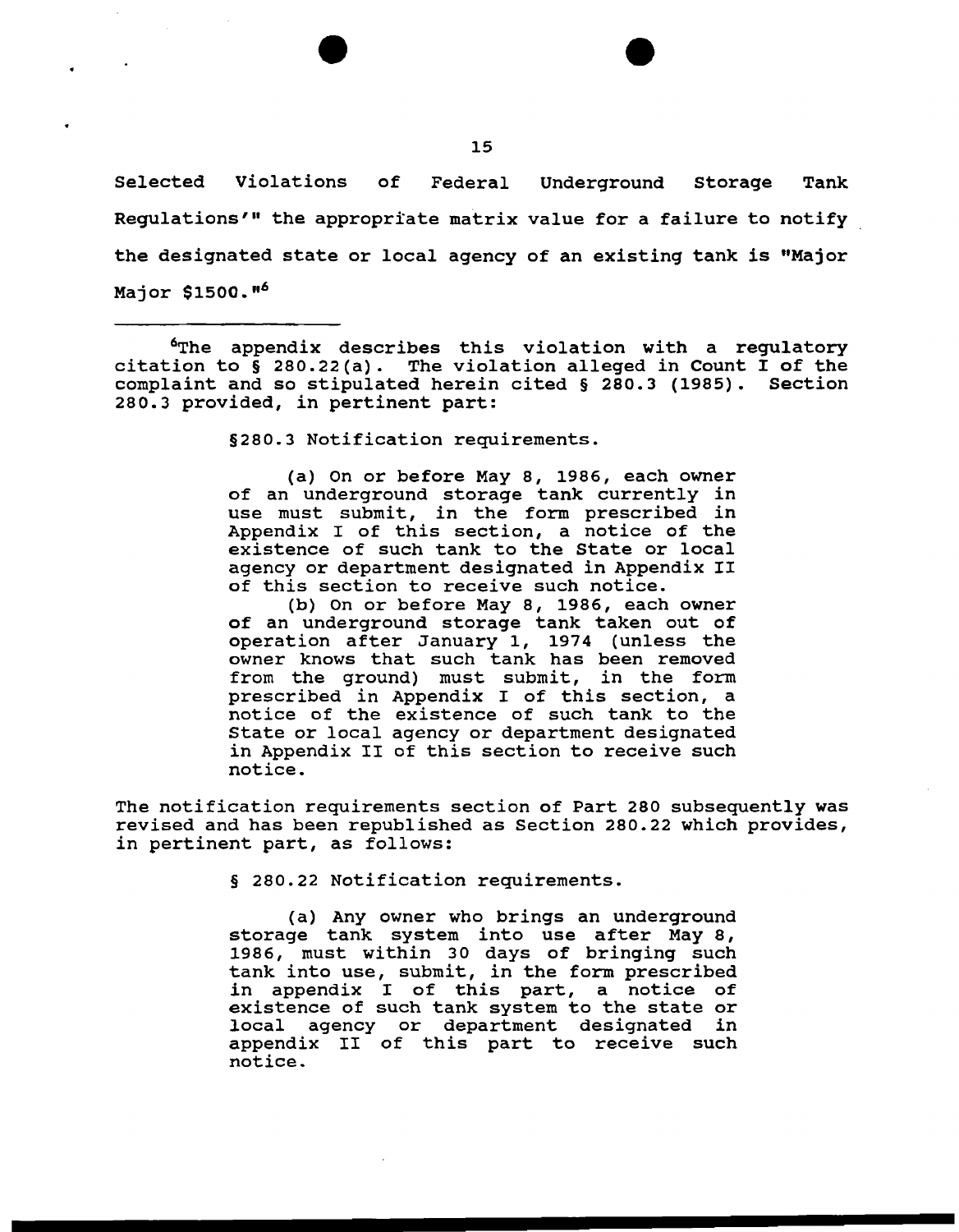Selected Violations of Federal Underground Storage Tank Regulations'" the appropriate matrix value for a failure to notify the designated state or local agency of an existing tank is "Major Major $1500."[6]

---

[6]The appendix describes this violation with a regulatory citation to § 280.22(a). The violation alleged in Count I of the complaint and so stipulated herein cited § 280.3 (1985). Section 280.3 provided, in pertinent part:

> §280.3 Notification requirements.
>
> (a) On or before May 8, 1986, each owner of an underground storage tank currently in use must submit, in the form prescribed in Appendix I of this section, a notice of the existence of such tank to the State or local agency or department designated in Appendix II of this section to receive such notice.
>
> (b) On or before May 8, 1986, each owner of an underground storage tank taken out of operation after January 1, 1974 (unless the owner knows that such tank has been removed from the ground) must submit, in the form prescribed in Appendix I of this section, a notice of the existence of such tank to the State or local agency or department designated in Appendix II of this section to receive such notice.

The notification requirements section of Part 280 subsequently was revised and has been republished as Section 280.22 which provides, in pertinent part, as follows:

> § 280.22 Notification requirements.
>
> (a) Any owner who brings an underground storage tank system into use after May 8, 1986, must within 30 days of bringing such tank into use, submit, in the form prescribed in appendix I of this part, a notice of existence of such tank system to the state or local agency or department designated in appendix II of this part to receive such notice.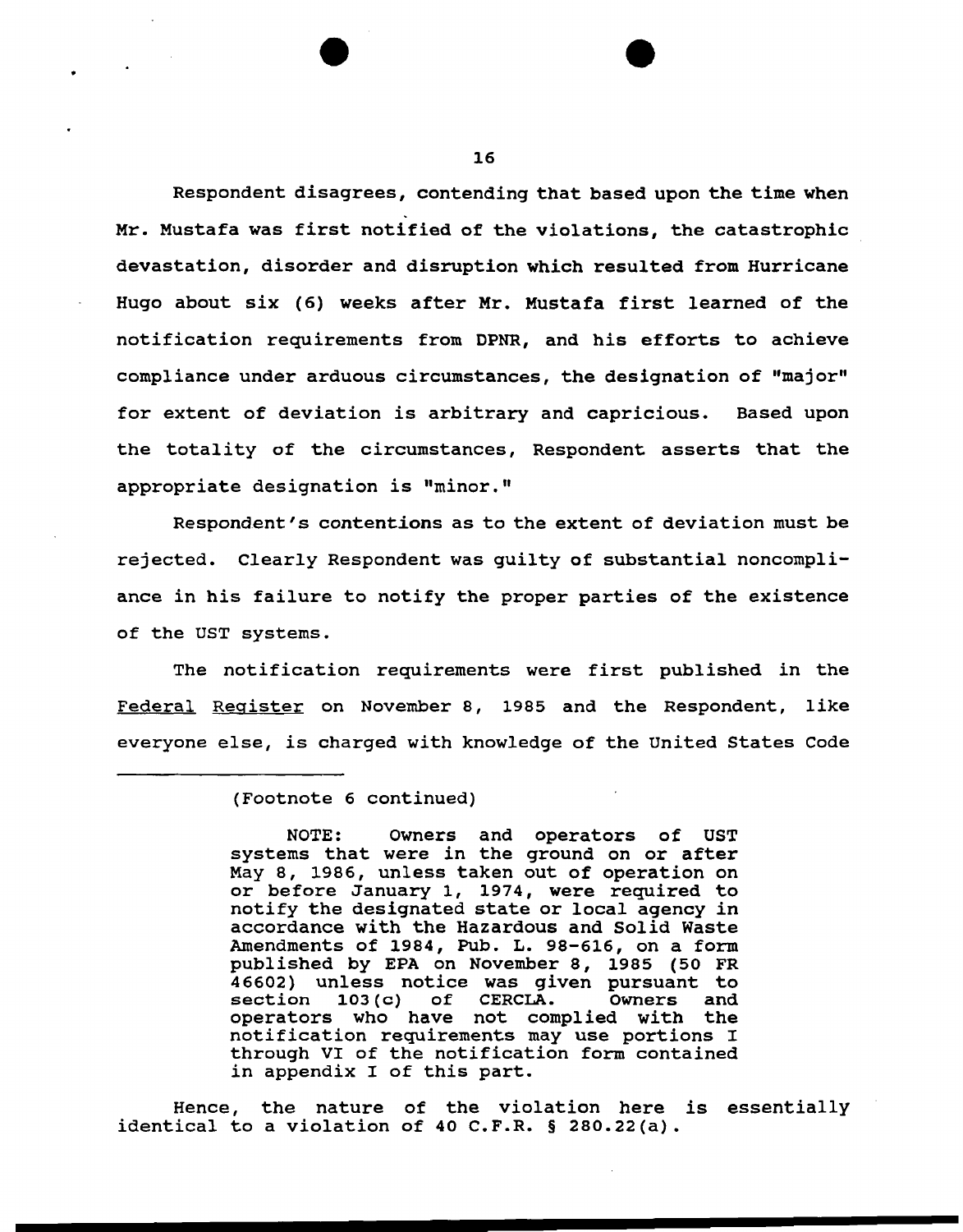Respondent disagrees, contending that based upon the time when Mr. Mustafa was first notified of the violations, the catastrophic devastation, disorder and disruption which resulted from Hurricane Hugo about six (6) weeks after Mr. Mustafa first learned of the notification requirements from DPNR, and his efforts to achieve compliance under arduous circumstances, the designation of "major" for extent of deviation is arbitrary and capricious. Based upon the totality of the circumstances, Respondent asserts that the appropriate designation is "minor."

Respondent's contentions as to the extent of deviation must be rejected. Clearly Respondent was guilty of substantial noncompliance in his failure to notify the proper parties of the existence of the UST systems.

The notification requirements were first published in the Federal Register on November 8, 1985 and the Respondent, like everyone else, is charged with knowledge of the United States Code

---

(Footnote 6 continued)

> NOTE: Owners and operators of UST systems that were in the ground on or after May 8, 1986, unless taken out of operation on or before January 1, 1974, were required to notify the designated state or local agency in accordance with the Hazardous and Solid Waste Amendments of 1984, Pub. L. 98-616, on a form published by EPA on November 8, 1985 (50 FR 46602) unless notice was given pursuant to section 103(c) of CERCLA. Owners and operators who have not complied with the notification requirements may use portions I through VI of the notification form contained in appendix I of this part.

Hence, the nature of the violation here is essentially identical to a violation of 40 C.F.R. § 280.22(a).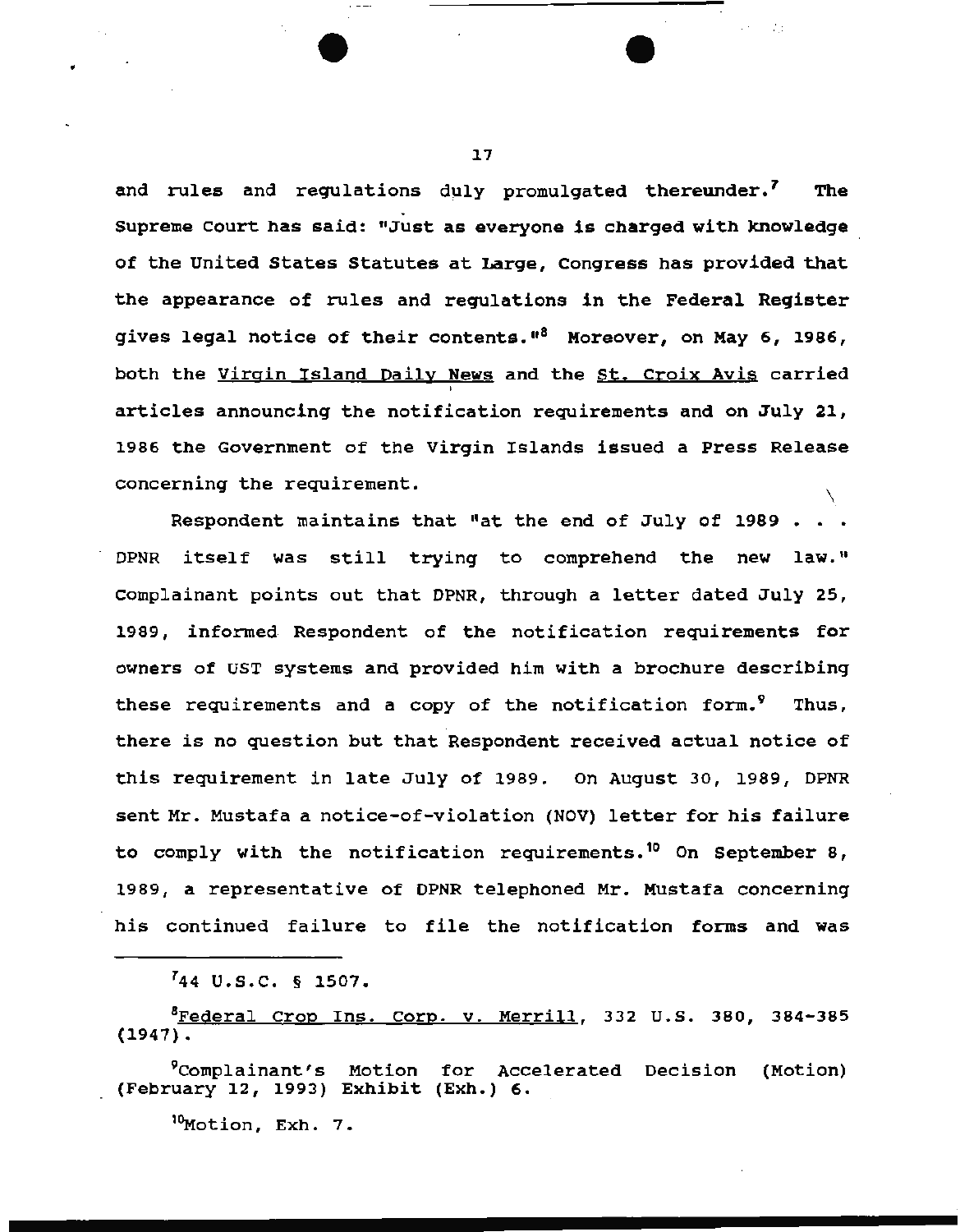and rules and regulations duly promulgated thereunder.[7] The Supreme Court has said: "Just as everyone is charged with knowledge of the United States Statutes at Large, Congress has provided that the appearance of rules and regulations in the Federal Register gives legal notice of their contents."[8] Moreover, on May 6, 1986, both the Virgin Island Daily News and the St. Croix Avis carried articles announcing the notification requirements and on July 21, 1986 the Government of the Virgin Islands issued a Press Release concerning the requirement.

Respondent maintains that "at the end of July of 1989 . . . DPNR itself was still trying to comprehend the new law." Complainant points out that DPNR, through a letter dated July 25, 1989, informed Respondent of the notification requirements for owners of UST systems and provided him with a brochure describing these requirements and a copy of the notification form.[9] Thus, there is no question but that Respondent received actual notice of this requirement in late July of 1989. On August 30, 1989, DPNR sent Mr. Mustafa a notice-of-violation (NOV) letter for his failure to comply with the notification requirements.[10] On September 8, 1989, a representative of DPNR telephoned Mr. Mustafa concerning his continued failure to file the notification forms and was

---

[7]44 U.S.C. § 1507.

[8]Federal Crop Ins. Corp. v. Merrill, 332 U.S. 380, 384-385 (1947).

[9]Complainant's Motion for Accelerated Decision (Motion) (February 12, 1993) Exhibit (Exh.) 6.

[10]Motion, Exh. 7.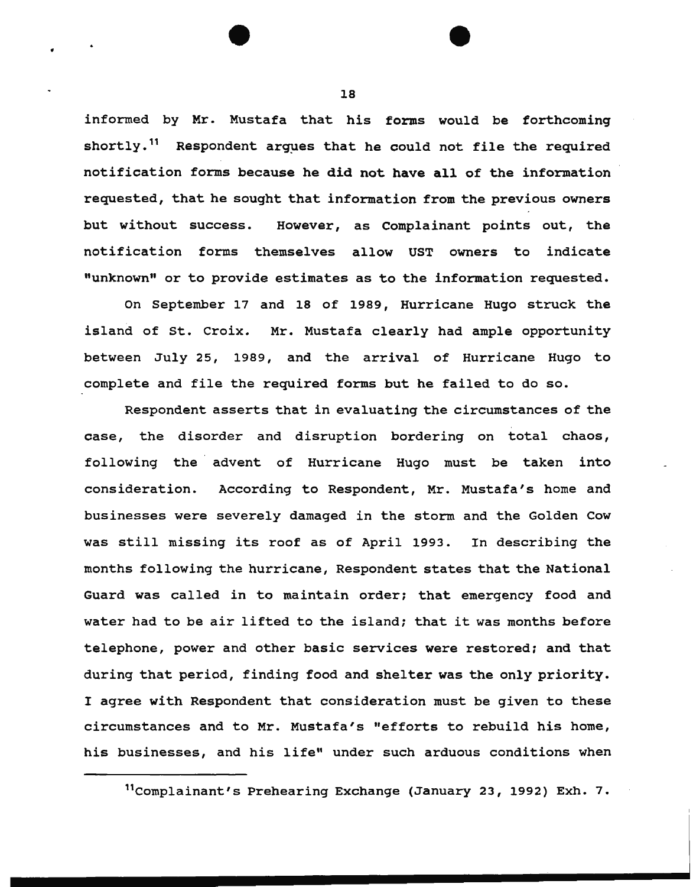informed by Mr. Mustafa that his forms would be forthcoming shortly.[11] Respondent argues that he could not file the required notification forms because he did not have all of the information requested, that he sought that information from the previous owners but without success. However, as Complainant points out, the notification forms themselves allow UST owners to indicate "unknown" or to provide estimates as to the information requested.

On September 17 and 18 of 1989, Hurricane Hugo struck the island of St. Croix. Mr. Mustafa clearly had ample opportunity between July 25, 1989, and the arrival of Hurricane Hugo to complete and file the required forms but he failed to do so.

Respondent asserts that in evaluating the circumstances of the case, the disorder and disruption bordering on total chaos, following the advent of Hurricane Hugo must be taken into consideration. According to Respondent, Mr. Mustafa's home and businesses were severely damaged in the storm and the Golden Cow was still missing its roof as of April 1993. In describing the months following the hurricane, Respondent states that the National Guard was called in to maintain order; that emergency food and water had to be air lifted to the island; that it was months before telephone, power and other basic services were restored; and that during that period, finding food and shelter was the only priority. I agree with Respondent that consideration must be given to these circumstances and to Mr. Mustafa's "efforts to rebuild his home, his businesses, and his life" under such arduous conditions when

[11] Complainant's Prehearing Exchange (January 23, 1992) Exh. 7.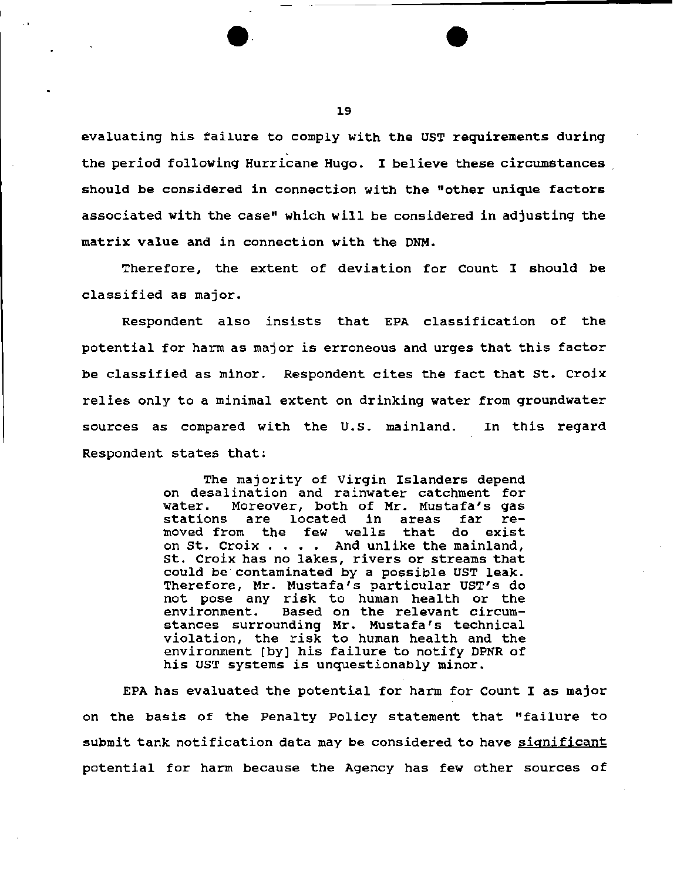evaluating his failure to comply with the UST requirements during the period following Hurricane Hugo. I believe these circumstances should be considered in connection with the "other unique factors associated with the case" which will be considered in adjusting the matrix value and in connection with the DNM.

Therefore, the extent of deviation for Count I should be classified as major.

Respondent also insists that EPA classification of the potential for harm as major is erroneous and urges that this factor be classified as minor. Respondent cites the fact that St. Croix relies only to a minimal extent on drinking water from groundwater sources as compared with the U.S. mainland. In this regard Respondent states that:

> The majority of Virgin Islanders depend on desalination and rainwater catchment for water. Moreover, both of Mr. Mustafa's gas stations are located in areas far removed from the few wells that do exist on St. Croix . . . . And unlike the mainland, St. Croix has no lakes, rivers or streams that could be contaminated by a possible UST leak. Therefore, Mr. Mustafa's particular UST's do not pose any risk to human health or the environment. Based on the relevant circumstances surrounding Mr. Mustafa's technical violation, the risk to human health and the environment [by] his failure to notify DPNR of his UST systems is unquestionably minor.

EPA has evaluated the potential for harm for Count I as major on the basis of the Penalty Policy statement that "failure to submit tank notification data may be considered to have <u>significant</u> potential for harm because the Agency has few other sources of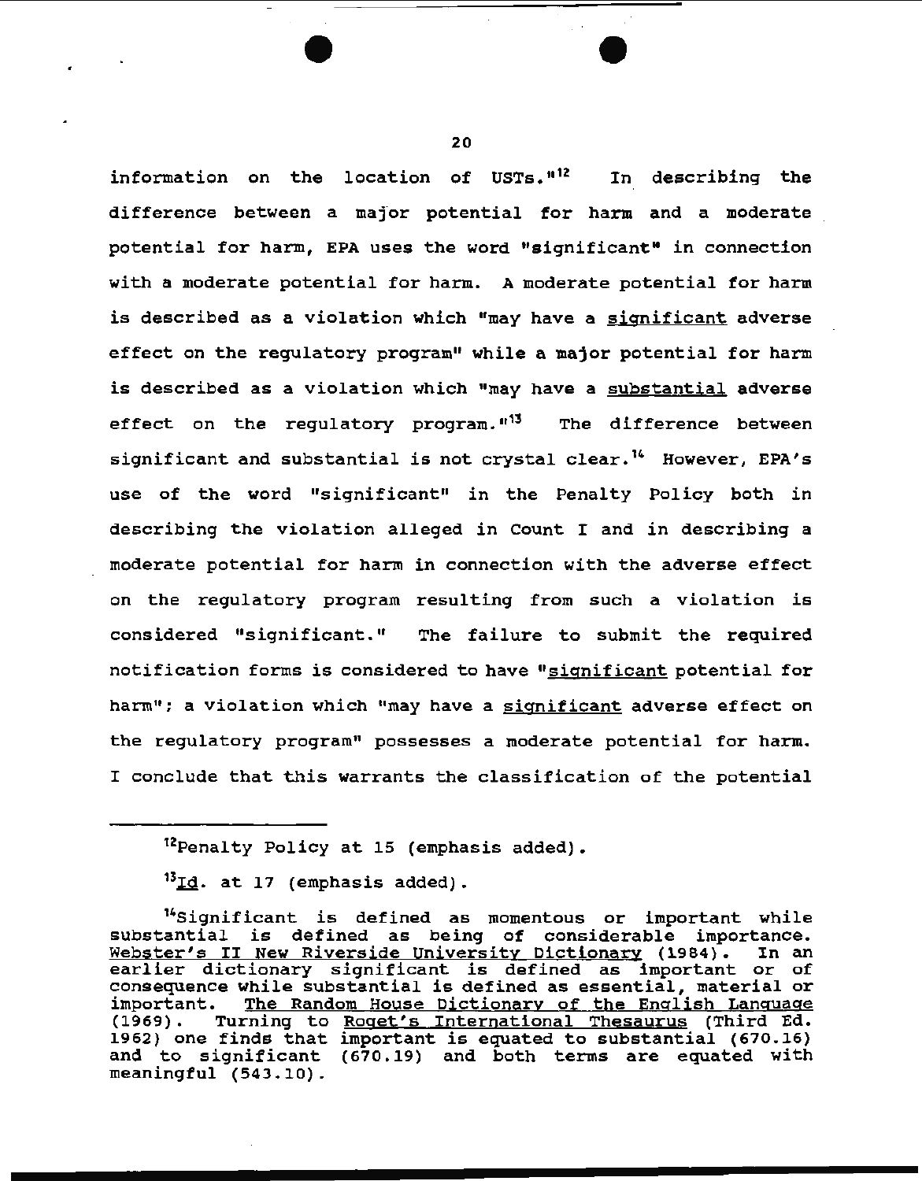information on the location of USTs."[12] In describing the difference between a major potential for harm and a moderate potential for harm, EPA uses the word "significant" in connection with a moderate potential for harm. A moderate potential for harm is described as a violation which "may have a <u>significant</u> adverse effect on the regulatory program" while a major potential for harm is described as a violation which "may have a <u>substantial</u> adverse effect on the regulatory program."[13] The difference between significant and substantial is not crystal clear.[14] However, EPA's use of the word "significant" in the Penalty Policy both in describing the violation alleged in Count I and in describing a moderate potential for harm in connection with the adverse effect on the regulatory program resulting from such a violation is considered "significant." The failure to submit the required notification forms is considered to have "<u>significant</u> potential for harm"; a violation which "may have a <u>significant</u> adverse effect on the regulatory program" possesses a moderate potential for harm. I conclude that this warrants the classification of the potential

---

[12] Penalty Policy at 15 (emphasis added).

[13] <u>Id</u>. at 17 (emphasis added).

[14] Significant is defined as momentous or important while substantial is defined as being of considerable importance. <u>Webster's II New Riverside University Dictionary</u> (1984). In an earlier dictionary significant is defined as important or of consequence while substantial is defined as essential, material or important. <u>The Random House Dictionary of the English Language</u> (1969). Turning to <u>Roget's International Thesaurus</u> (Third Ed. 1962) one finds that important is equated to substantial (670.16) and to significant (670.19) and both terms are equated with meaningful (543.10).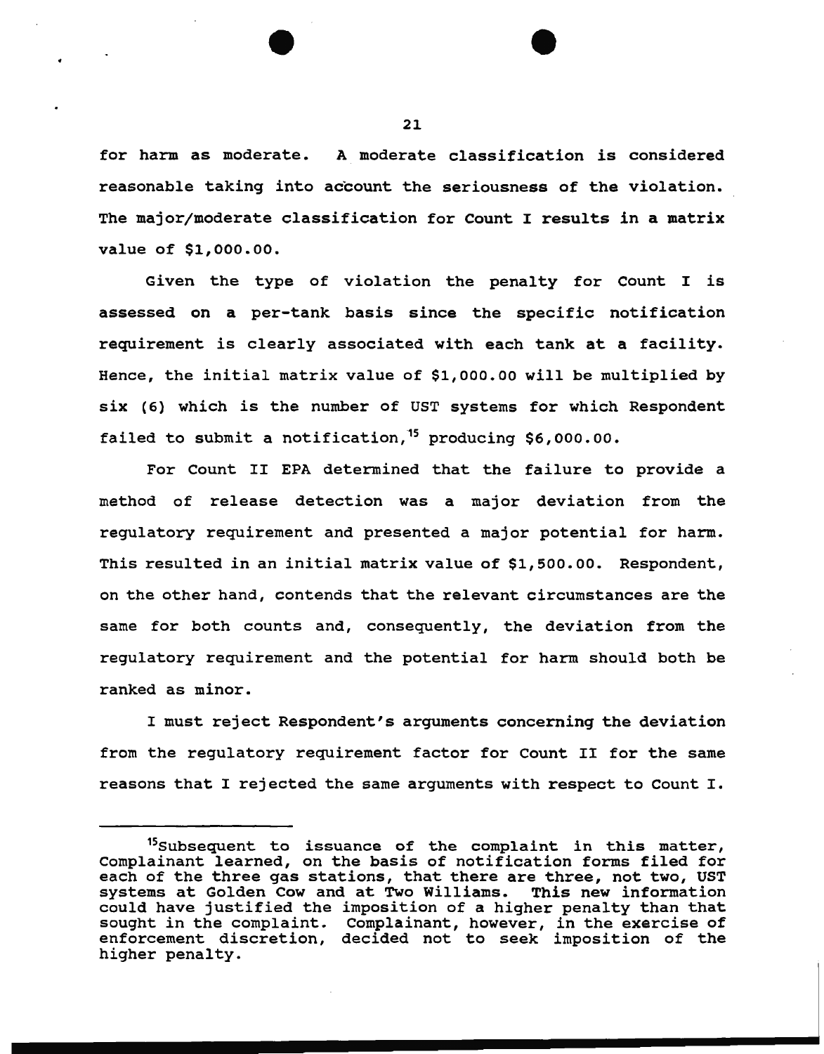for harm as moderate. A moderate classification is considered reasonable taking into account the seriousness of the violation. The major/moderate classification for Count I results in a matrix value of $1,000.00.

Given the type of violation the penalty for Count I is assessed on a per-tank basis since the specific notification requirement is clearly associated with each tank at a facility. Hence, the initial matrix value of $1,000.00 will be multiplied by six (6) which is the number of UST systems for which Respondent failed to submit a notification,[15] producing $6,000.00.

For Count II EPA determined that the failure to provide a method of release detection was a major deviation from the regulatory requirement and presented a major potential for harm. This resulted in an initial matrix value of $1,500.00. Respondent, on the other hand, contends that the relevant circumstances are the same for both counts and, consequently, the deviation from the regulatory requirement and the potential for harm should both be ranked as minor.

I must reject Respondent's arguments concerning the deviation from the regulatory requirement factor for Count II for the same reasons that I rejected the same arguments with respect to Count I.

---

[15] Subsequent to issuance of the complaint in this matter, Complainant learned, on the basis of notification forms filed for each of the three gas stations, that there are three, not two, UST systems at Golden Cow and at Two Williams. This new information could have justified the imposition of a higher penalty than that sought in the complaint. Complainant, however, in the exercise of enforcement discretion, decided not to seek imposition of the higher penalty.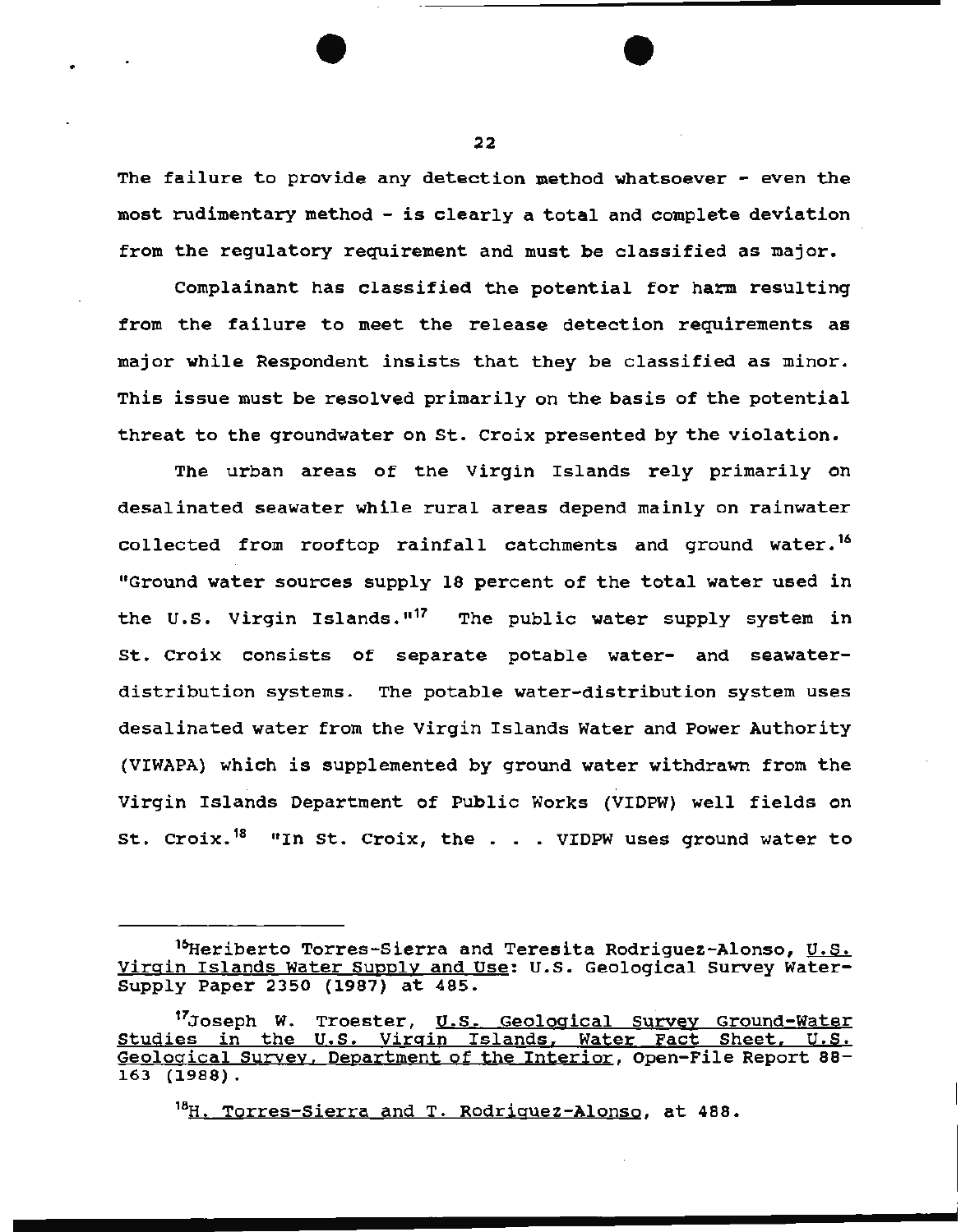The failure to provide any detection method whatsoever - even the most rudimentary method - is clearly a total and complete deviation from the regulatory requirement and must be classified as major.

Complainant has classified the potential for harm resulting from the failure to meet the release detection requirements as major while Respondent insists that they be classified as minor. This issue must be resolved primarily on the basis of the potential threat to the groundwater on St. Croix presented by the violation.

The urban areas of the Virgin Islands rely primarily on desalinated seawater while rural areas depend mainly on rainwater collected from rooftop rainfall catchments and ground water.[16] "Ground water sources supply 18 percent of the total water used in the U.S. Virgin Islands."[17] The public water supply system in St. Croix consists of separate potable water- and seawater-distribution systems. The potable water-distribution system uses desalinated water from the Virgin Islands Water and Power Authority (VIWAPA) which is supplemented by ground water withdrawn from the Virgin Islands Department of Public Works (VIDPW) well fields on St. Croix.[18] "In St. Croix, the . . . VIDPW uses ground water to

---

[16] Heriberto Torres-Sierra and Teresita Rodriguez-Alonso, U.S. Virgin Islands Water Supply and Use: U.S. Geological Survey Water-Supply Paper 2350 (1987) at 485.

[17] Joseph W. Troester, U.S. Geological Survey Ground-Water Studies in the U.S. Virgin Islands, Water Fact Sheet, U.S. Geological Survey, Department of the Interior, Open-File Report 88-163 (1988).

[18] H. Torres-Sierra and T. Rodriguez-Alonso, at 488.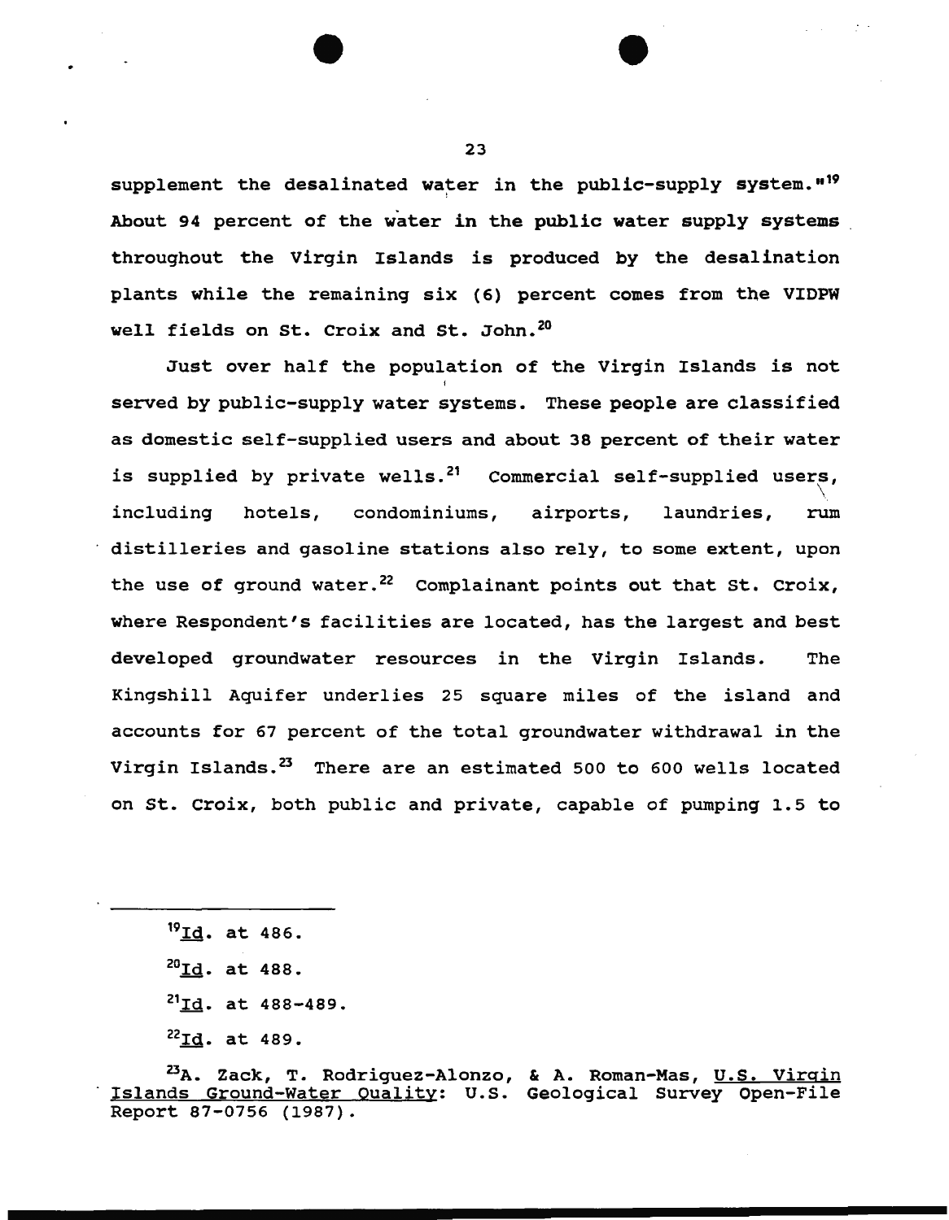supplement the desalinated water in the public-supply system."[19] About 94 percent of the water in the public water supply systems throughout the Virgin Islands is produced by the desalination plants while the remaining six (6) percent comes from the VIDPW well fields on St. Croix and St. John.[20]

Just over half the population of the Virgin Islands is not served by public-supply water systems. These people are classified as domestic self-supplied users and about 38 percent of their water is supplied by private wells.[21] Commercial self-supplied users, including hotels, condominiums, airports, laundries, rum distilleries and gasoline stations also rely, to some extent, upon the use of ground water.[22] Complainant points out that St. Croix, where Respondent's facilities are located, has the largest and best developed groundwater resources in the Virgin Islands. The Kingshill Aquifer underlies 25 square miles of the island and accounts for 67 percent of the total groundwater withdrawal in the Virgin Islands.[23] There are an estimated 500 to 600 wells located on St. Croix, both public and private, capable of pumping 1.5 to

---

[19] Id. at 486.

[20] Id. at 488.

[21] Id. at 488-489.

[22] Id. at 489.

[23] A. Zack, T. Rodriguez-Alonzo, & A. Roman-Mas, U.S. Virgin Islands Ground-Water Quality: U.S. Geological Survey Open-File Report 87-0756 (1987).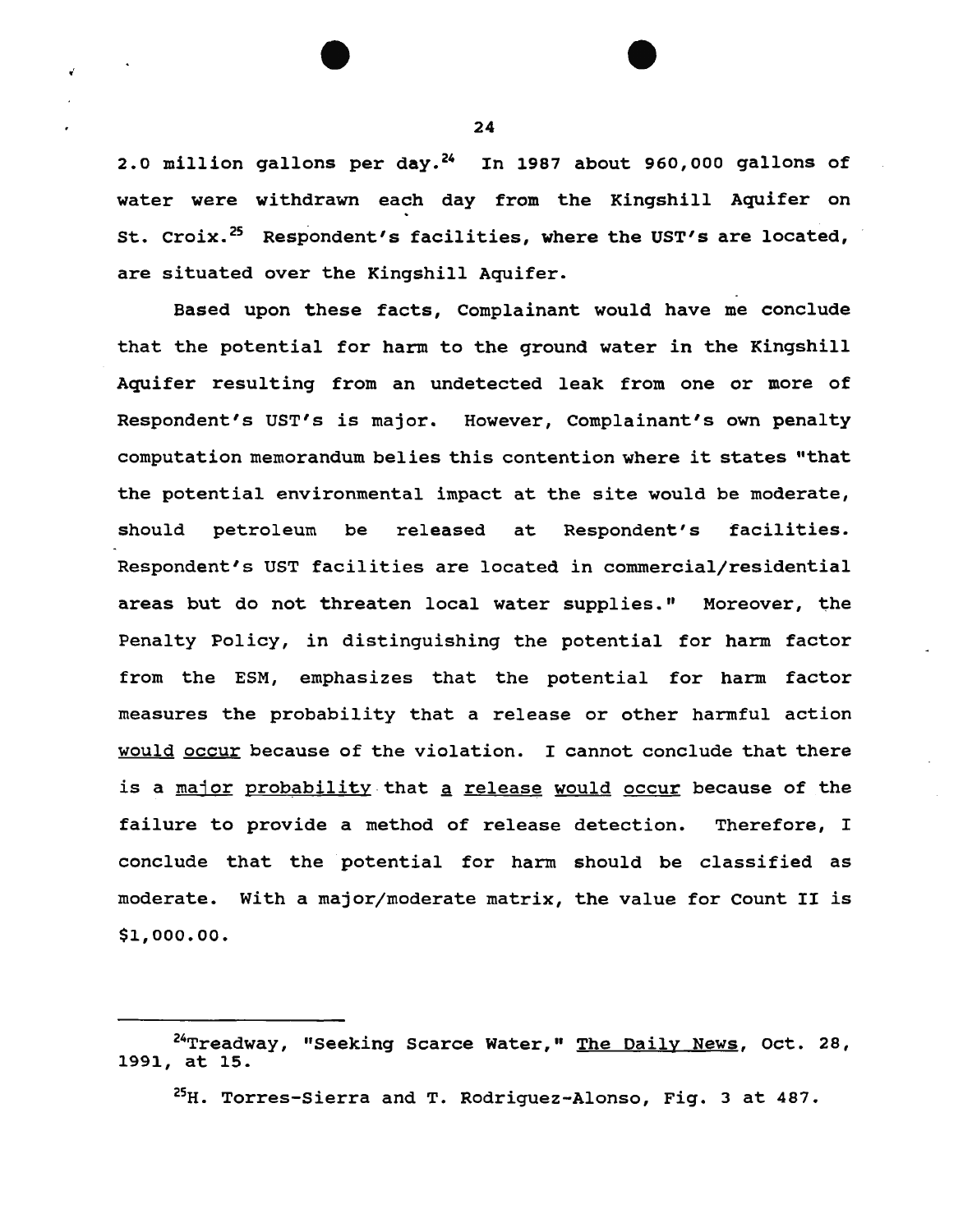2.0 million gallons per day.[24] In 1987 about 960,000 gallons of water were withdrawn each day from the Kingshill Aquifer on St. Croix.[25] Respondent's facilities, where the UST's are located, are situated over the Kingshill Aquifer.

Based upon these facts, Complainant would have me conclude that the potential for harm to the ground water in the Kingshill Aquifer resulting from an undetected leak from one or more of Respondent's UST's is major. However, Complainant's own penalty computation memorandum belies this contention where it states "that the potential environmental impact at the site would be moderate, should petroleum be released at Respondent's facilities. Respondent's UST facilities are located in commercial/residential areas but do not threaten local water supplies." Moreover, the Penalty Policy, in distinguishing the potential for harm factor from the ESM, emphasizes that the potential for harm factor measures the probability that a release or other harmful action would occur because of the violation. I cannot conclude that there is a major probability that a release would occur because of the failure to provide a method of release detection. Therefore, I conclude that the potential for harm should be classified as moderate. With a major/moderate matrix, the value for Count II is $1,000.00.

---

[24] Treadway, "Seeking Scarce Water," The Daily News, Oct. 28, 1991, at 15.

[25] H. Torres-Sierra and T. Rodriguez-Alonso, Fig. 3 at 487.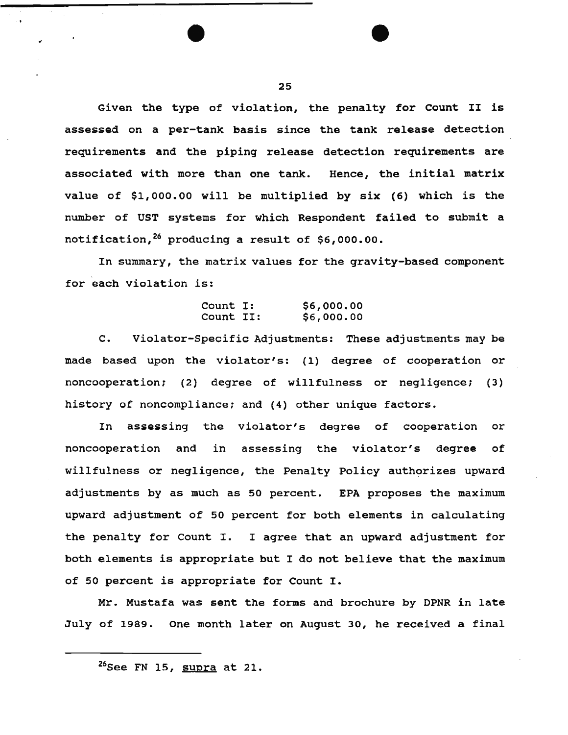Given the type of violation, the penalty for Count II is assessed on a per-tank basis since the tank release detection requirements and the piping release detection requirements are associated with more than one tank. Hence, the initial matrix value of $1,000.00 will be multiplied by six (6) which is the number of UST systems for which Respondent failed to submit a notification,[26] producing a result of $6,000.00.

In summary, the matrix values for the gravity-based component for each violation is:

| | |
|---|---|
| Count I: | $6,000.00 |
| Count II: | $6,000.00 |

C. Violator-Specific Adjustments: These adjustments may be made based upon the violator's: (1) degree of cooperation or noncooperation; (2) degree of willfulness or negligence; (3) history of noncompliance; and (4) other unique factors.

In assessing the violator's degree of cooperation or noncooperation and in assessing the violator's degree of willfulness or negligence, the Penalty Policy authorizes upward adjustments by as much as 50 percent. EPA proposes the maximum upward adjustment of 50 percent for both elements in calculating the penalty for Count I. I agree that an upward adjustment for both elements is appropriate but I do not believe that the maximum of 50 percent is appropriate for Count I.

Mr. Mustafa was sent the forms and brochure by DPNR in late July of 1989. One month later on August 30, he received a final

---

[26] See FN 15, supra at 21.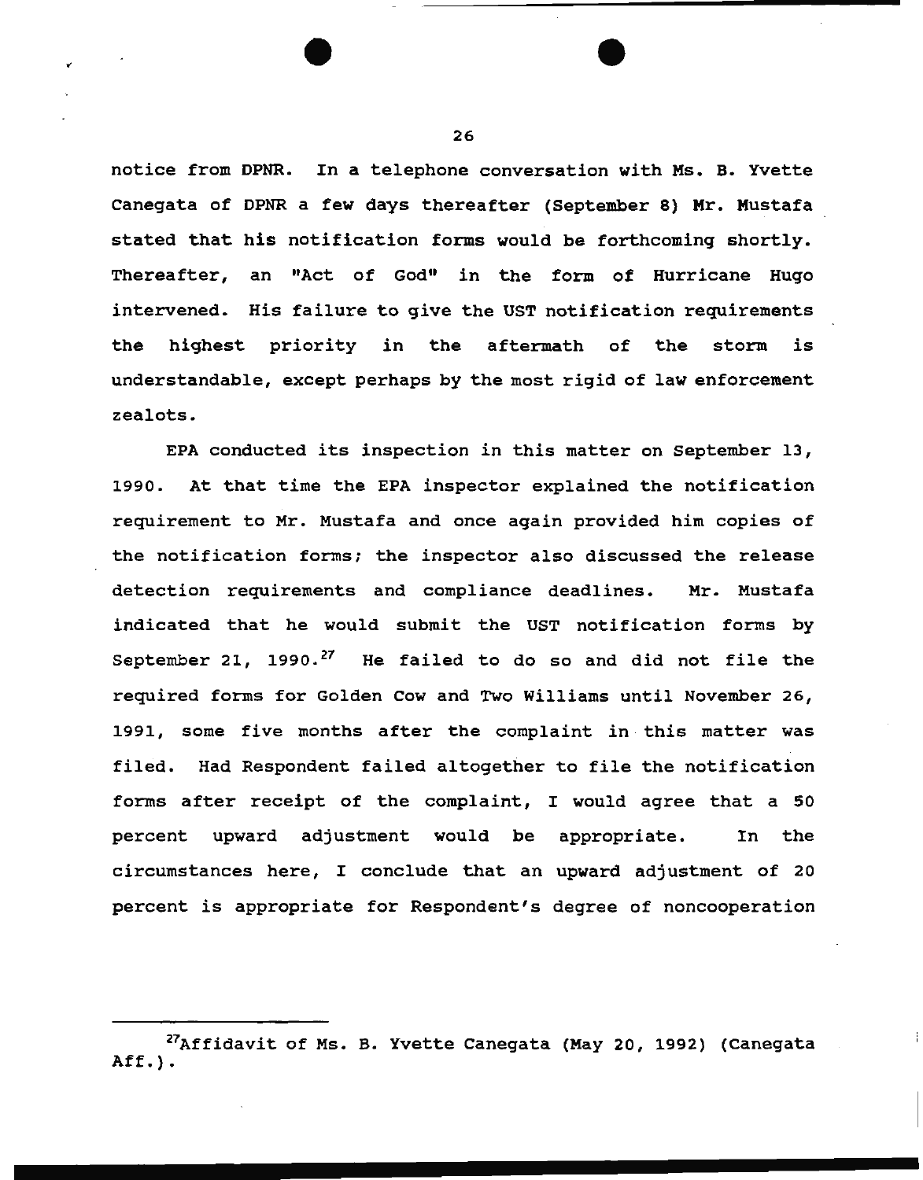notice from DPNR. In a telephone conversation with Ms. B. Yvette Canegata of DPNR a few days thereafter (September 8) Mr. Mustafa stated that his notification forms would be forthcoming shortly. Thereafter, an "Act of God" in the form of Hurricane Hugo intervened. His failure to give the UST notification requirements the highest priority in the aftermath of the storm is understandable, except perhaps by the most rigid of law enforcement zealots.

EPA conducted its inspection in this matter on September 13, 1990. At that time the EPA inspector explained the notification requirement to Mr. Mustafa and once again provided him copies of the notification forms; the inspector also discussed the release detection requirements and compliance deadlines. Mr. Mustafa indicated that he would submit the UST notification forms by September 21, 1990.[27] He failed to do so and did not file the required forms for Golden Cow and Two Williams until November 26, 1991, some five months after the complaint in this matter was filed. Had Respondent failed altogether to file the notification forms after receipt of the complaint, I would agree that a 50 percent upward adjustment would be appropriate. In the circumstances here, I conclude that an upward adjustment of 20 percent is appropriate for Respondent's degree of noncooperation

---

[27] Affidavit of Ms. B. Yvette Canegata (May 20, 1992) (Canegata Aff.).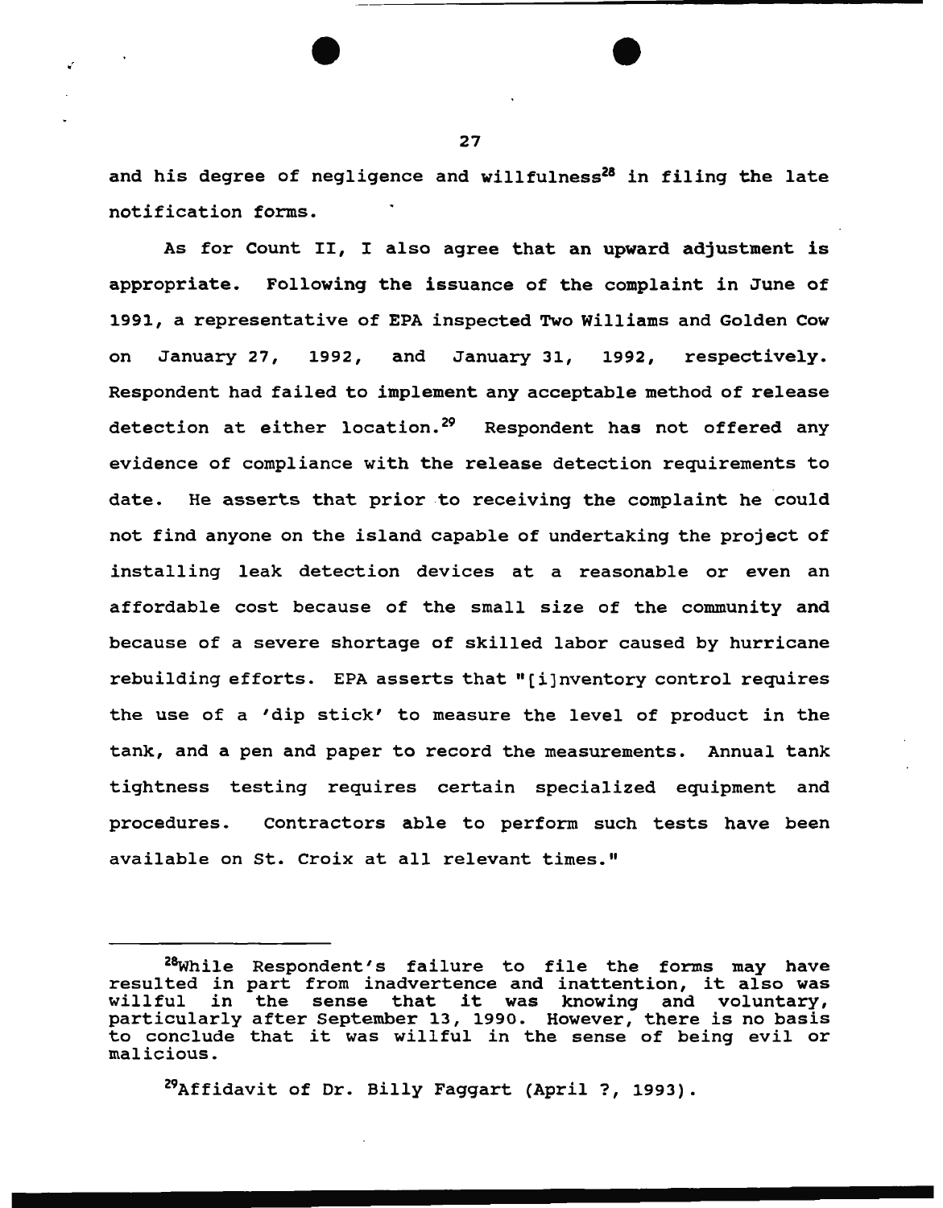and his degree of negligence and willfulness[28] in filing the late notification forms.

As for Count II, I also agree that an upward adjustment is appropriate. Following the issuance of the complaint in June of 1991, a representative of EPA inspected Two Williams and Golden Cow on January 27, 1992, and January 31, 1992, respectively. Respondent had failed to implement any acceptable method of release detection at either location.[29] Respondent has not offered any evidence of compliance with the release detection requirements to date. He asserts that prior to receiving the complaint he could not find anyone on the island capable of undertaking the project of installing leak detection devices at a reasonable or even an affordable cost because of the small size of the community and because of a severe shortage of skilled labor caused by hurricane rebuilding efforts. EPA asserts that "[i]nventory control requires the use of a 'dip stick' to measure the level of product in the tank, and a pen and paper to record the measurements. Annual tank tightness testing requires certain specialized equipment and procedures. Contractors able to perform such tests have been available on St. Croix at all relevant times."

---

[28]While Respondent's failure to file the forms may have resulted in part from inadvertence and inattention, it also was willful in the sense that it was knowing and voluntary, particularly after September 13, 1990. However, there is no basis to conclude that it was willful in the sense of being evil or malicious.

[29]Affidavit of Dr. Billy Faggart (April ?, 1993).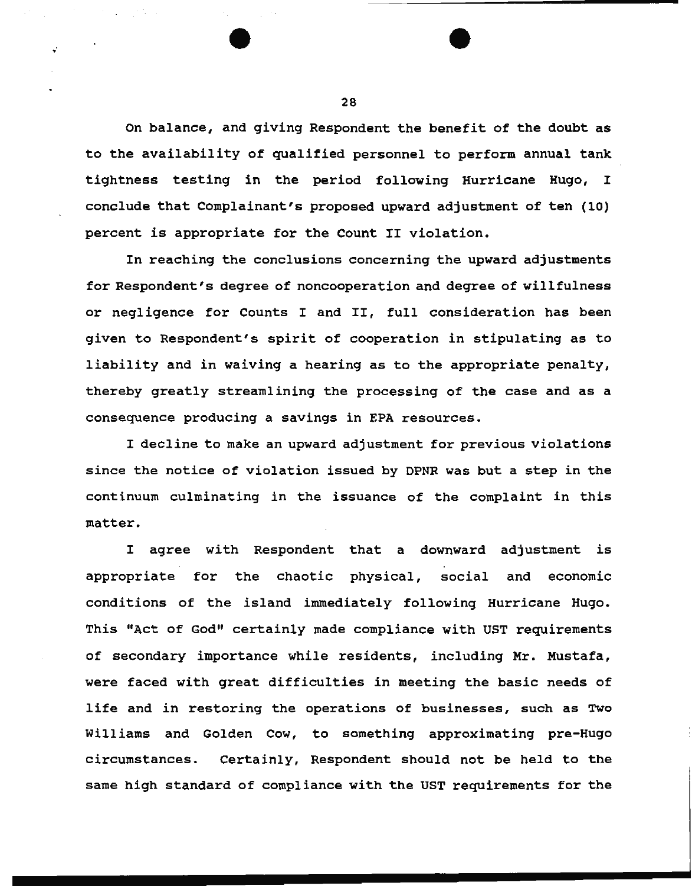On balance, and giving Respondent the benefit of the doubt as to the availability of qualified personnel to perform annual tank tightness testing in the period following Hurricane Hugo, I conclude that Complainant's proposed upward adjustment of ten (10) percent is appropriate for the Count II violation.

In reaching the conclusions concerning the upward adjustments for Respondent's degree of noncooperation and degree of willfulness or negligence for Counts I and II, full consideration has been given to Respondent's spirit of cooperation in stipulating as to liability and in waiving a hearing as to the appropriate penalty, thereby greatly streamlining the processing of the case and as a consequence producing a savings in EPA resources.

I decline to make an upward adjustment for previous violations since the notice of violation issued by DPNR was but a step in the continuum culminating in the issuance of the complaint in this matter.

I agree with Respondent that a downward adjustment is appropriate for the chaotic physical, social and economic conditions of the island immediately following Hurricane Hugo. This "Act of God" certainly made compliance with UST requirements of secondary importance while residents, including Mr. Mustafa, were faced with great difficulties in meeting the basic needs of life and in restoring the operations of businesses, such as Two Williams and Golden Cow, to something approximating pre-Hugo circumstances. Certainly, Respondent should not be held to the same high standard of compliance with the UST requirements for the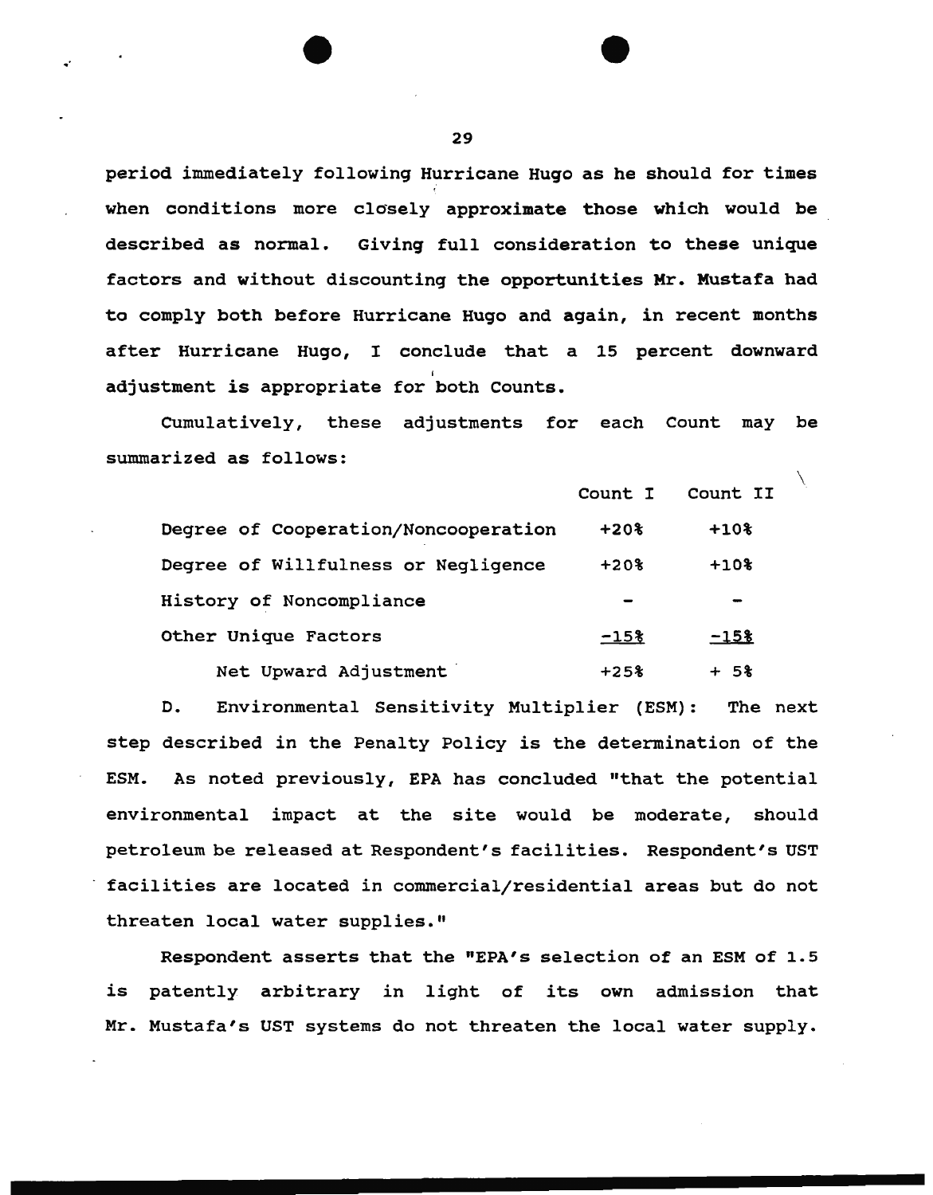period immediately following Hurricane Hugo as he should for times when conditions more closely approximate those which would be described as normal. Giving full consideration to these unique factors and without discounting the opportunities Mr. Mustafa had to comply both before Hurricane Hugo and again, in recent months after Hurricane Hugo, I conclude that a 15 percent downward adjustment is appropriate for both Counts.

Cumulatively, these adjustments for each Count may be summarized as follows:

| | Count I | Count II |
|---|---|---|
| Degree of Cooperation/Noncooperation | +20% | +10% |
| Degree of Willfulness or Negligence | +20% | +10% |
| History of Noncompliance | - | - |
| Other Unique Factors | -15% | -15% |
| Net Upward Adjustment | +25% | + 5% |

D. Environmental Sensitivity Multiplier (ESM): The next step described in the Penalty Policy is the determination of the ESM. As noted previously, EPA has concluded "that the potential environmental impact at the site would be moderate, should petroleum be released at Respondent's facilities. Respondent's UST facilities are located in commercial/residential areas but do not threaten local water supplies."

Respondent asserts that the "EPA's selection of an ESM of 1.5 is patently arbitrary in light of its own admission that Mr. Mustafa's UST systems do not threaten the local water supply.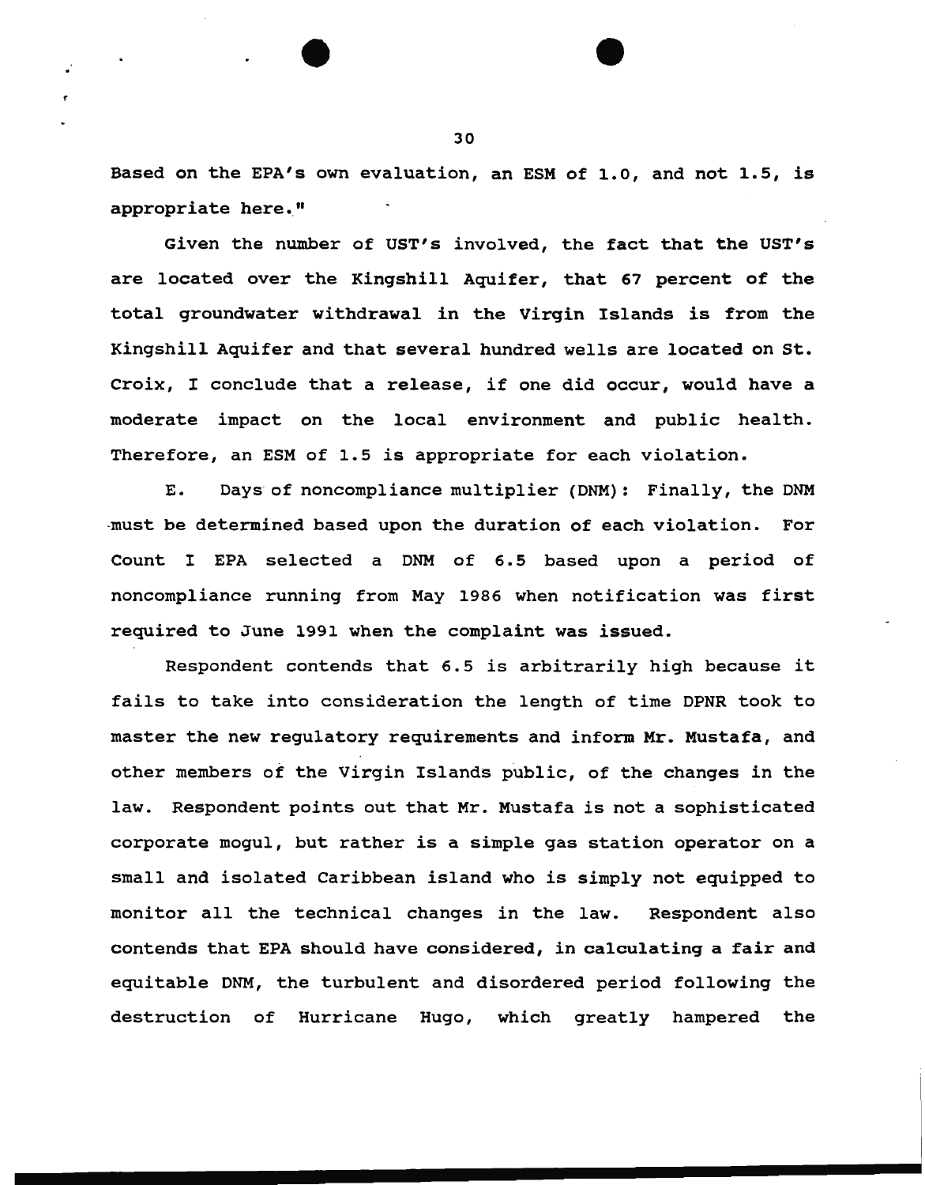Based on the EPA's own evaluation, an ESM of 1.0, and not 1.5, is appropriate here."

Given the number of UST's involved, the fact that the UST's are located over the Kingshill Aquifer, that 67 percent of the total groundwater withdrawal in the Virgin Islands is from the Kingshill Aquifer and that several hundred wells are located on St. Croix, I conclude that a release, if one did occur, would have a moderate impact on the local environment and public health. Therefore, an ESM of 1.5 is appropriate for each violation.

E. Days of noncompliance multiplier (DNM): Finally, the DNM must be determined based upon the duration of each violation. For Count I EPA selected a DNM of 6.5 based upon a period of noncompliance running from May 1986 when notification was first required to June 1991 when the complaint was issued.

Respondent contends that 6.5 is arbitrarily high because it fails to take into consideration the length of time DPNR took to master the new regulatory requirements and inform Mr. Mustafa, and other members of the Virgin Islands public, of the changes in the law. Respondent points out that Mr. Mustafa is not a sophisticated corporate mogul, but rather is a simple gas station operator on a small and isolated Caribbean island who is simply not equipped to monitor all the technical changes in the law. Respondent also contends that EPA should have considered, in calculating a fair and equitable DNM, the turbulent and disordered period following the destruction of Hurricane Hugo, which greatly hampered the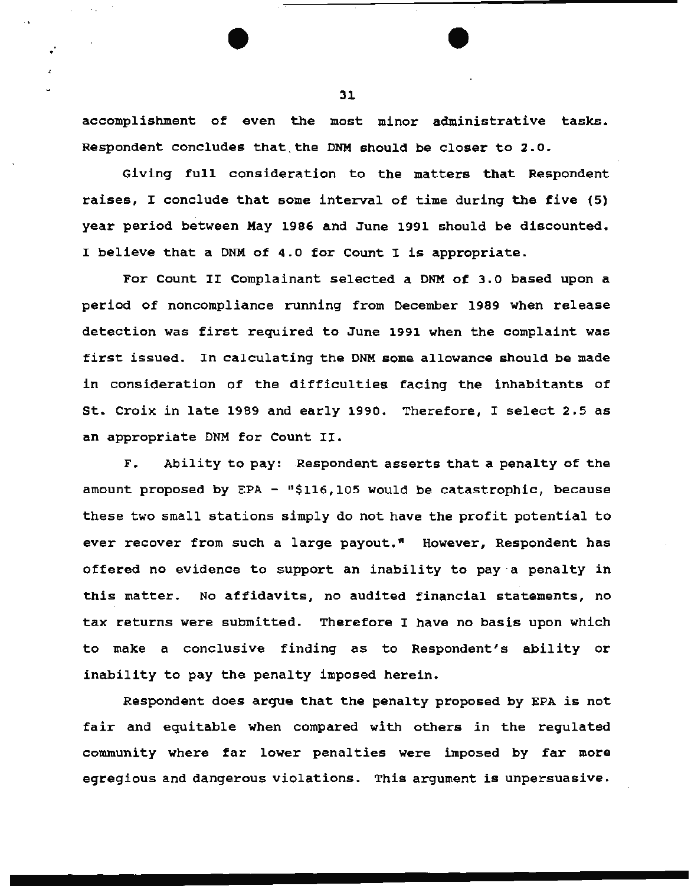accomplishment of even the most minor administrative tasks. Respondent concludes that the DNM should be closer to 2.0.

Giving full consideration to the matters that Respondent raises, I conclude that some interval of time during the five (5) year period between May 1986 and June 1991 should be discounted. I believe that a DNM of 4.0 for Count I is appropriate.

For Count II Complainant selected a DNM of 3.0 based upon a period of noncompliance running from December 1989 when release detection was first required to June 1991 when the complaint was first issued. In calculating the DNM some allowance should be made in consideration of the difficulties facing the inhabitants of St. Croix in late 1989 and early 1990. Therefore, I select 2.5 as an appropriate DNM for Count II.

F. Ability to pay: Respondent asserts that a penalty of the amount proposed by EPA - "$116,105 would be catastrophic, because these two small stations simply do not have the profit potential to ever recover from such a large payout." However, Respondent has offered no evidence to support an inability to pay a penalty in this matter. No affidavits, no audited financial statements, no tax returns were submitted. Therefore I have no basis upon which to make a conclusive finding as to Respondent's ability or inability to pay the penalty imposed herein.

Respondent does argue that the penalty proposed by EPA is not fair and equitable when compared with others in the regulated community where far lower penalties were imposed by far more egregious and dangerous violations. This argument is unpersuasive.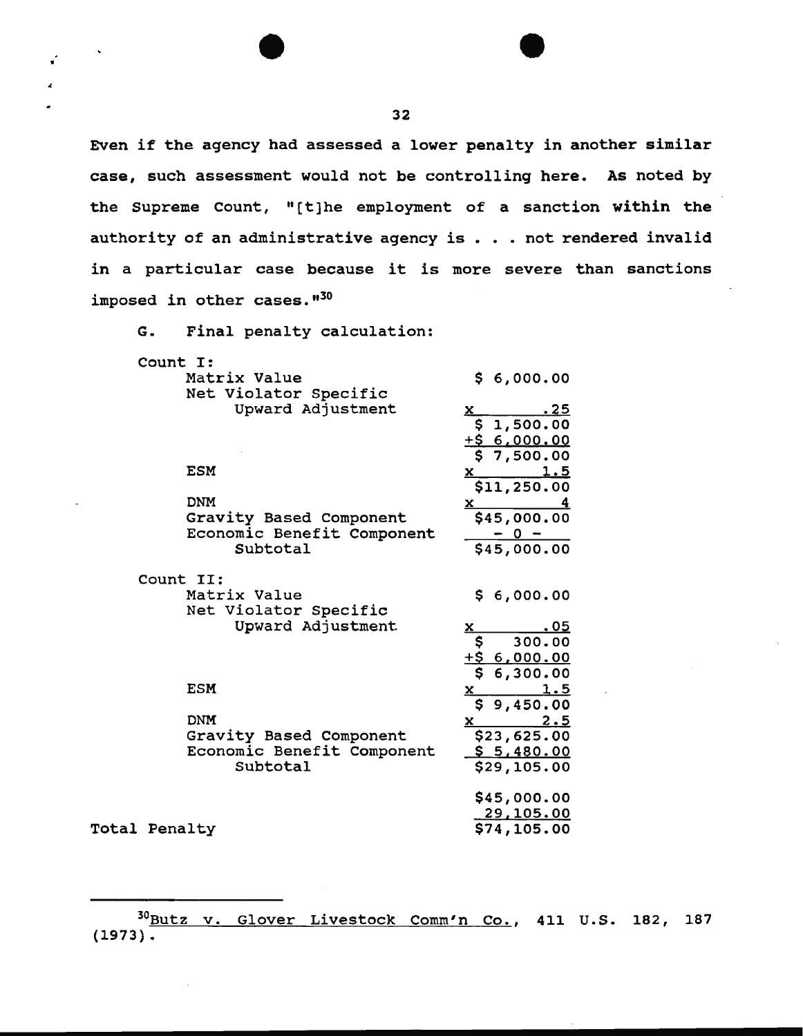Even if the agency had assessed a lower penalty in another similar case, such assessment would not be controlling here. As noted by the Supreme Count, "[t]he employment of a sanction within the authority of an administrative agency is . . . not rendered invalid in a particular case because it is more severe than sanctions imposed in other cases."[30]

G. Final penalty calculation:

| | |
|---|---|
| Count I: | |
| Matrix Value | $ 6,000.00 |
| Net Violator Specific Upward Adjustment | x .25 |
| | $ 1,500.00 |
| | +$ 6,000.00 |
| | $ 7,500.00 |
| ESM | x 1.5 |
| | $11,250.00 |
| DNM | x 4 |
| Gravity Based Component | $45,000.00 |
| Economic Benefit Component | - 0 - |
| Subtotal | $45,000.00 |
| Count II: | |
| Matrix Value | $ 6,000.00 |
| Net Violator Specific Upward Adjustment | x .05 |
| | $ 300.00 |
| | +$ 6,000.00 |
| | $ 6,300.00 |
| ESM | x 1.5 |
| | $ 9,450.00 |
| DNM | x 2.5 |
| Gravity Based Component | $23,625.00 |
| Economic Benefit Component | $ 5,480.00 |
| Subtotal | $29,105.00 |
| | $45,000.00 |
| | 29,105.00 |
| Total Penalty | $74,105.00 |

[30] Butz v. Glover Livestock Comm'n Co., 411 U.S. 182, 187 (1973).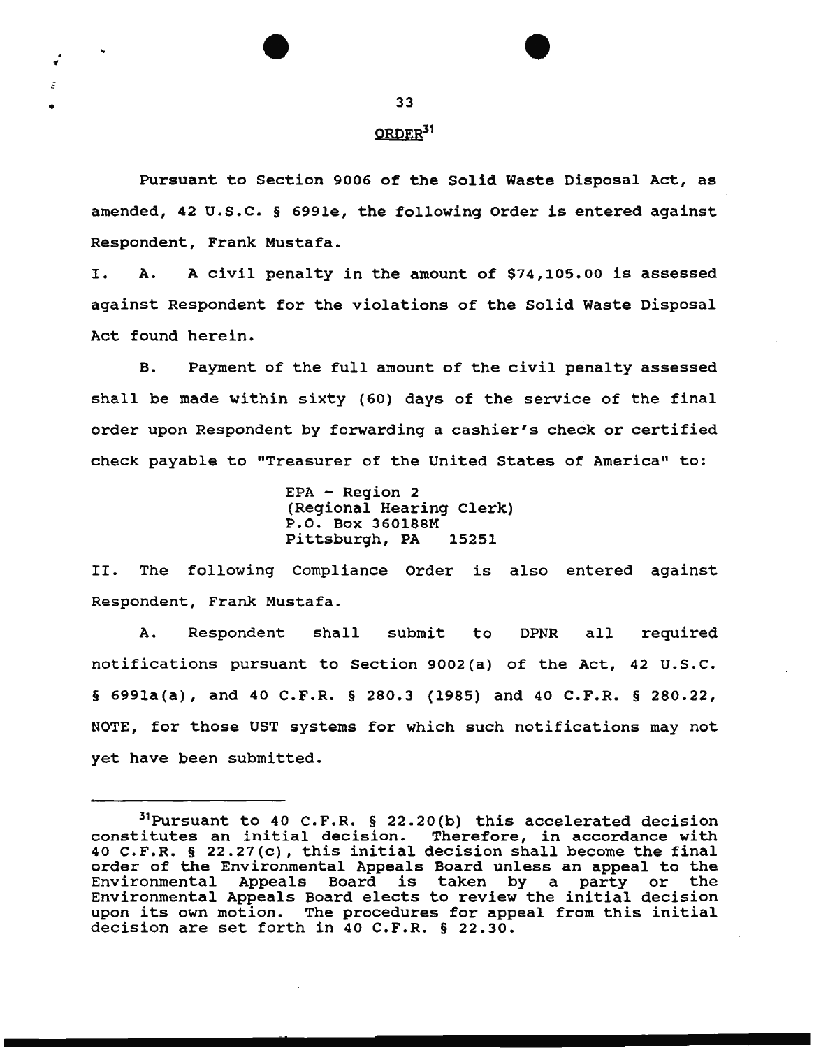## ORDER[31]

Pursuant to Section 9006 of the Solid Waste Disposal Act, as amended, 42 U.S.C. § 6991e, the following Order is entered against Respondent, Frank Mustafa.

I. A. A civil penalty in the amount of $74,105.00 is assessed against Respondent for the violations of the Solid Waste Disposal Act found herein.

B. Payment of the full amount of the civil penalty assessed shall be made within sixty (60) days of the service of the final order upon Respondent by forwarding a cashier's check or certified check payable to "Treasurer of the United States of America" to:

> EPA - Region 2
> (Regional Hearing Clerk)
> P.O. Box 360188M
> Pittsburgh, PA 15251

II. The following Compliance Order is also entered against Respondent, Frank Mustafa.

A. Respondent shall submit to DPNR all required notifications pursuant to Section 9002(a) of the Act, 42 U.S.C. § 6991a(a), and 40 C.F.R. § 280.3 (1985) and 40 C.F.R. § 280.22, NOTE, for those UST systems for which such notifications may not yet have been submitted.

---

[31] Pursuant to 40 C.F.R. § 22.20(b) this accelerated decision constitutes an initial decision. Therefore, in accordance with 40 C.F.R. § 22.27(c), this initial decision shall become the final order of the Environmental Appeals Board unless an appeal to the Environmental Appeals Board is taken by a party or the Environmental Appeals Board elects to review the initial decision upon its own motion. The procedures for appeal from this initial decision are set forth in 40 C.F.R. § 22.30.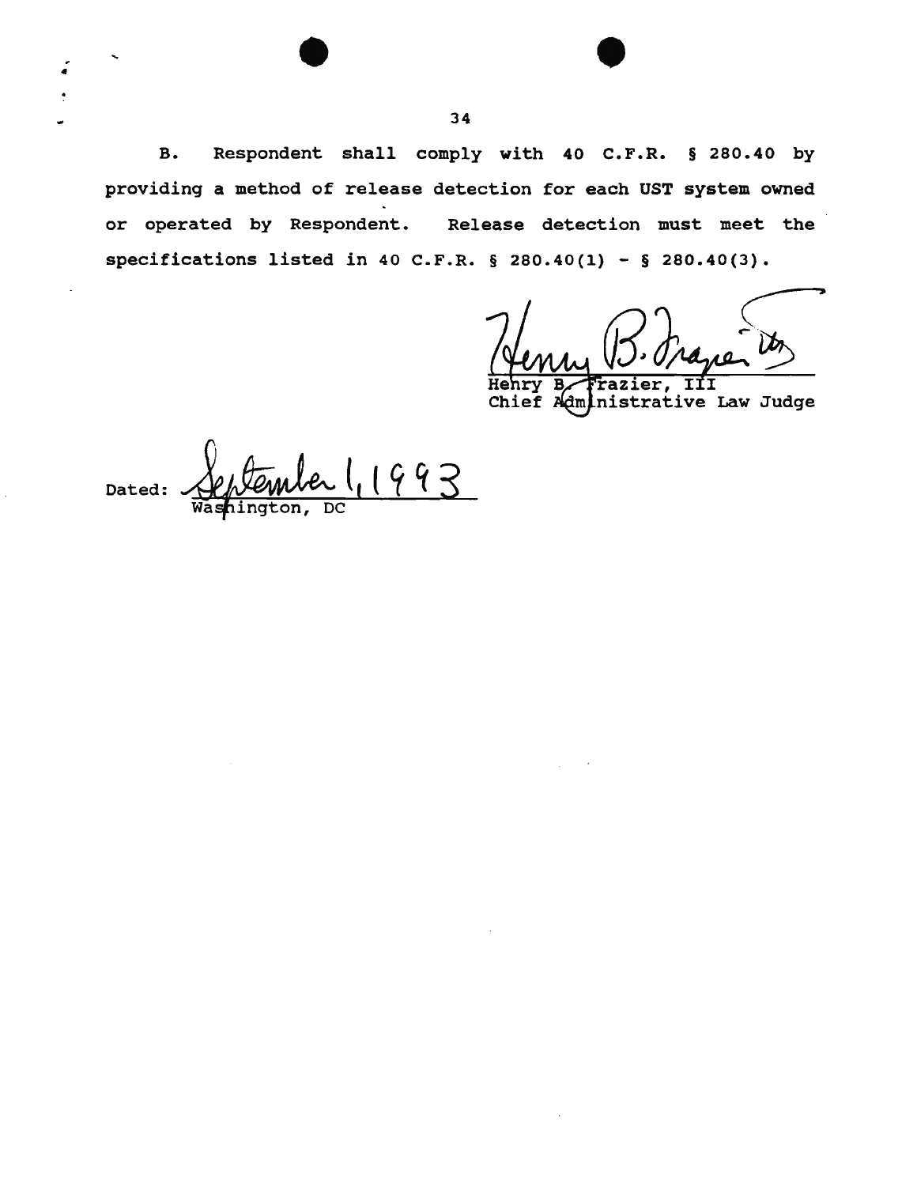B. Respondent shall comply with 40 C.F.R. § 280.40 by providing a method of release detection for each UST system owned or operated by Respondent. Release detection must meet the specifications listed in 40 C.F.R. § 280.40(1) - § 280.40(3).

Henry B. Frazier, III
Chief Administrative Law Judge

Dated: September 1, 1993
Washington, DC